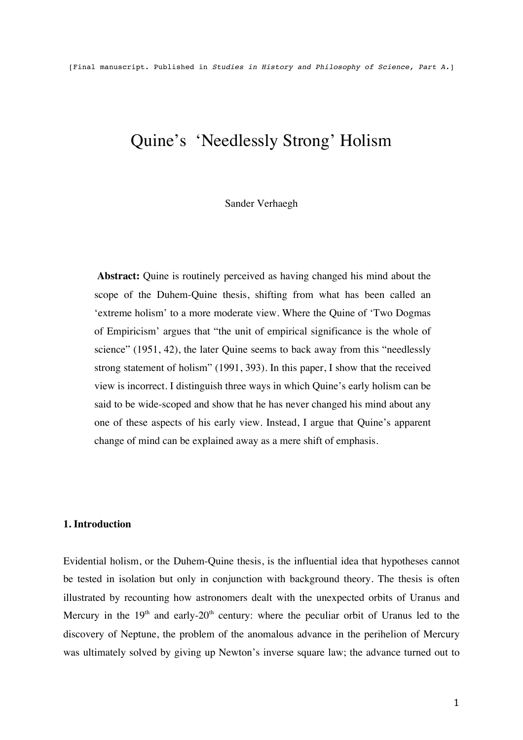[Final manuscript. Published in *Studies in History and Philosophy of Science, Part A.*]

# Quine's 'Needlessly Strong' Holism

Sander Verhaegh

**Abstract:** Quine is routinely perceived as having changed his mind about the scope of the Duhem-Quine thesis, shifting from what has been called an 'extreme holism' to a more moderate view. Where the Quine of 'Two Dogmas of Empiricism' argues that "the unit of empirical significance is the whole of science" (1951, 42), the later Quine seems to back away from this "needlessly strong statement of holism" (1991, 393). In this paper, I show that the received view is incorrect. I distinguish three ways in which Quine's early holism can be said to be wide-scoped and show that he has never changed his mind about any one of these aspects of his early view. Instead, I argue that Quine's apparent change of mind can be explained away as a mere shift of emphasis.

## 1. Introduction

Evidential holism, or the Duhem-Quine thesis, is the influential idea that hypotheses cannot be tested in isolation but only in conjunction with background theory. The thesis is often illustrated by recounting how astronomers dealt with the unexpected orbits of Uranus and Mercury in the 19th and early-20th century: where the peculiar orbit of Uranus led to the discovery of Neptune, the problem of the anomalous advance in the perihelion of Mercury was ultimately solved by giving up Newton's inverse square law; the advance turned out to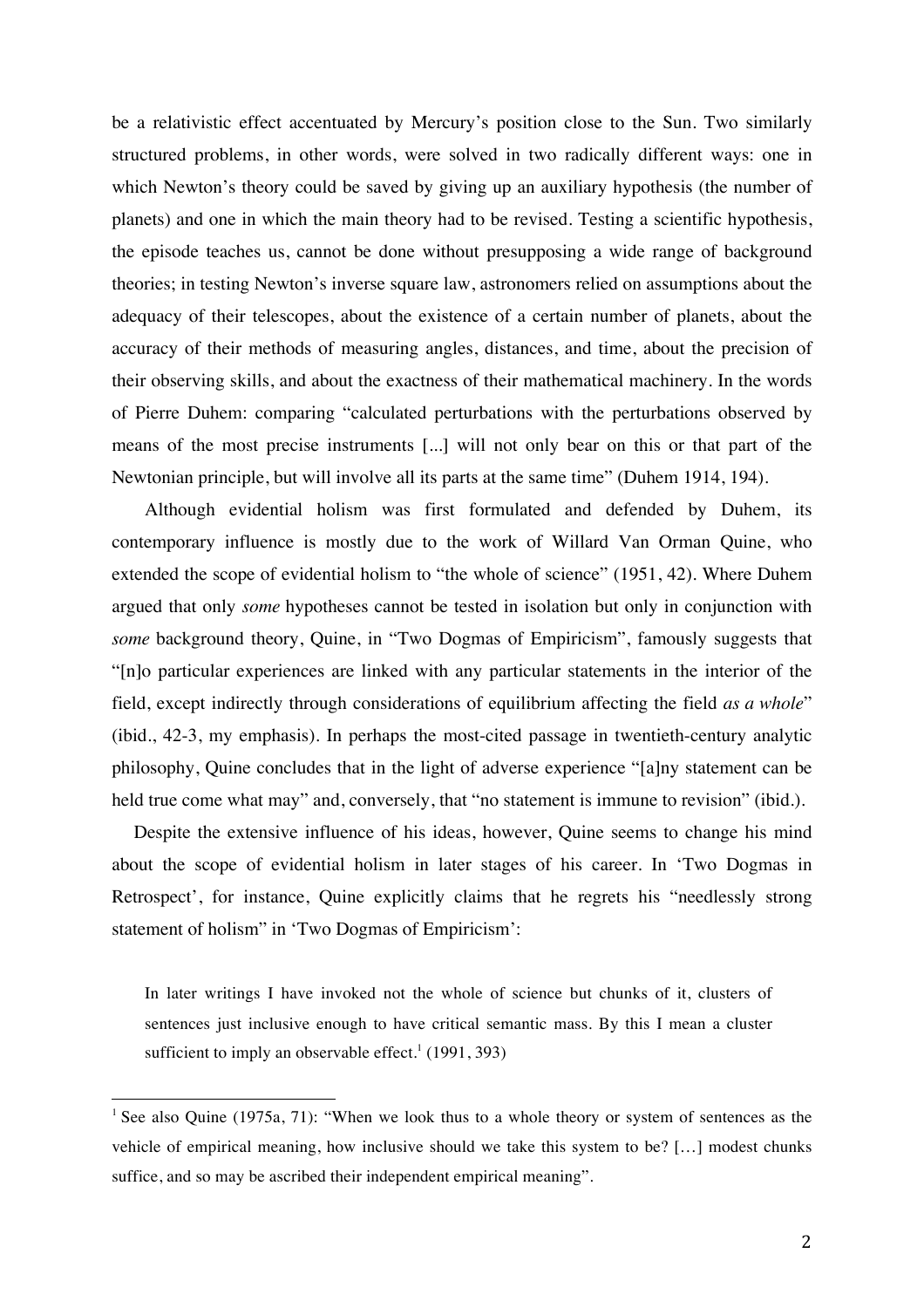be a relativistic effect accentuated by Mercury's position close to the Sun. Two similarly structured problems, in other words, were solved in two radically different ways: one in which Newton's theory could be saved by giving up an auxiliary hypothesis (the number of planets) and one in which the main theory had to be revised. Testing a scientific hypothesis, the episode teaches us, cannot be done without presupposing a wide range of background theories; in testing Newton's inverse square law, astronomers relied on assumptions about the adequacy of their telescopes, about the existence of a certain number of planets, about the accuracy of their methods of measuring angles, distances, and time, about the precision of their observing skills, and about the exactness of their mathematical machinery. In the words of Pierre Duhem: comparing "calculated perturbations with the perturbations observed by means of the most precise instruments [...] will not only bear on this or that part of the Newtonian principle, but will involve all its parts at the same time" (Duhem 1914, 194).

Although evidential holism was first formulated and defended by Duhem, its contemporary influence is mostly due to the work of Willard Van Orman Quine, who extended the scope of evidential holism to "the whole of science" (1951, 42). Where Duhem argued that only *some* hypotheses cannot be tested in isolation but only in conjunction with *some* background theory, Quine, in "Two Dogmas of Empiricism", famously suggests that "[n]o particular experiences are linked with any particular statements in the interior of the field, except indirectly through considerations of equilibrium affecting the field *as a whole*" (ibid., 42-3, my emphasis). In perhaps the most-cited passage in twentieth-century analytic philosophy, Quine concludes that in the light of adverse experience "[a]ny statement can be held true come what may" and, conversely, that "no statement is immune to revision" (ibid.).

Despite the extensive influence of his ideas, however, Quine seems to change his mind about the scope of evidential holism in later stages of his career. In 'Two Dogmas in Retrospect', for instance, Quine explicitly claims that he regrets his "needlessly strong statement of holism" in 'Two Dogmas of Empiricism':

> In later writings I have invoked not the whole of science but chunks of it, clusters of sentences just inclusive enough to have critical semantic mass. By this I mean a cluster sufficient to imply an observable effect.[1] (1991, 393)

[1] See also Quine (1975a, 71): "When we look thus to a whole theory or system of sentences as the vehicle of empirical meaning, how inclusive should we take this system to be? […] modest chunks suffice, and so may be ascribed their independent empirical meaning".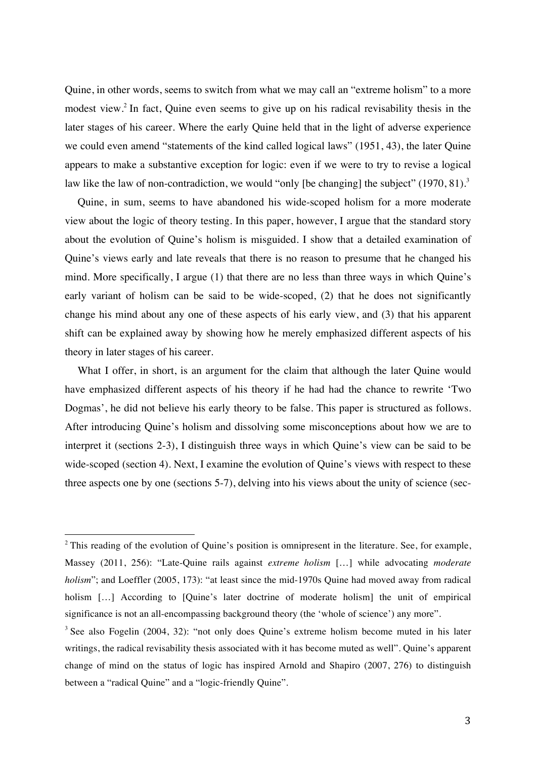Quine, in other words, seems to switch from what we may call an "extreme holism" to a more modest view.[2] In fact, Quine even seems to give up on his radical revisability thesis in the later stages of his career. Where the early Quine held that in the light of adverse experience we could even amend "statements of the kind called logical laws" (1951, 43), the later Quine appears to make a substantive exception for logic: even if we were to try to revise a logical law like the law of non-contradiction, we would "only [be changing] the subject" (1970, 81).[3]

Quine, in sum, seems to have abandoned his wide-scoped holism for a more moderate view about the logic of theory testing. In this paper, however, I argue that the standard story about the evolution of Quine's holism is misguided. I show that a detailed examination of Quine's views early and late reveals that there is no reason to presume that he changed his mind. More specifically, I argue (1) that there are no less than three ways in which Quine's early variant of holism can be said to be wide-scoped, (2) that he does not significantly change his mind about any one of these aspects of his early view, and (3) that his apparent shift can be explained away by showing how he merely emphasized different aspects of his theory in later stages of his career.

What I offer, in short, is an argument for the claim that although the later Quine would have emphasized different aspects of his theory if he had had the chance to rewrite 'Two Dogmas', he did not believe his early theory to be false. This paper is structured as follows. After introducing Quine's holism and dissolving some misconceptions about how we are to interpret it (sections 2-3), I distinguish three ways in which Quine's view can be said to be wide-scoped (section 4). Next, I examine the evolution of Quine's views with respect to these three aspects one by one (sections 5-7), delving into his views about the unity of science (sec-

---

[2] This reading of the evolution of Quine's position is omnipresent in the literature. See, for example, Massey (2011, 256): "Late-Quine rails against *extreme holism* […] while advocating *moderate holism*"; and Loeffler (2005, 173): "at least since the mid-1970s Quine had moved away from radical holism […] According to [Quine's later doctrine of moderate holism] the unit of empirical significance is not an all-encompassing background theory (the 'whole of science') any more".

[3] See also Fogelin (2004, 32): "not only does Quine's extreme holism become muted in his later writings, the radical revisability thesis associated with it has become muted as well". Quine's apparent change of mind on the status of logic has inspired Arnold and Shapiro (2007, 276) to distinguish between a "radical Quine" and a "logic-friendly Quine".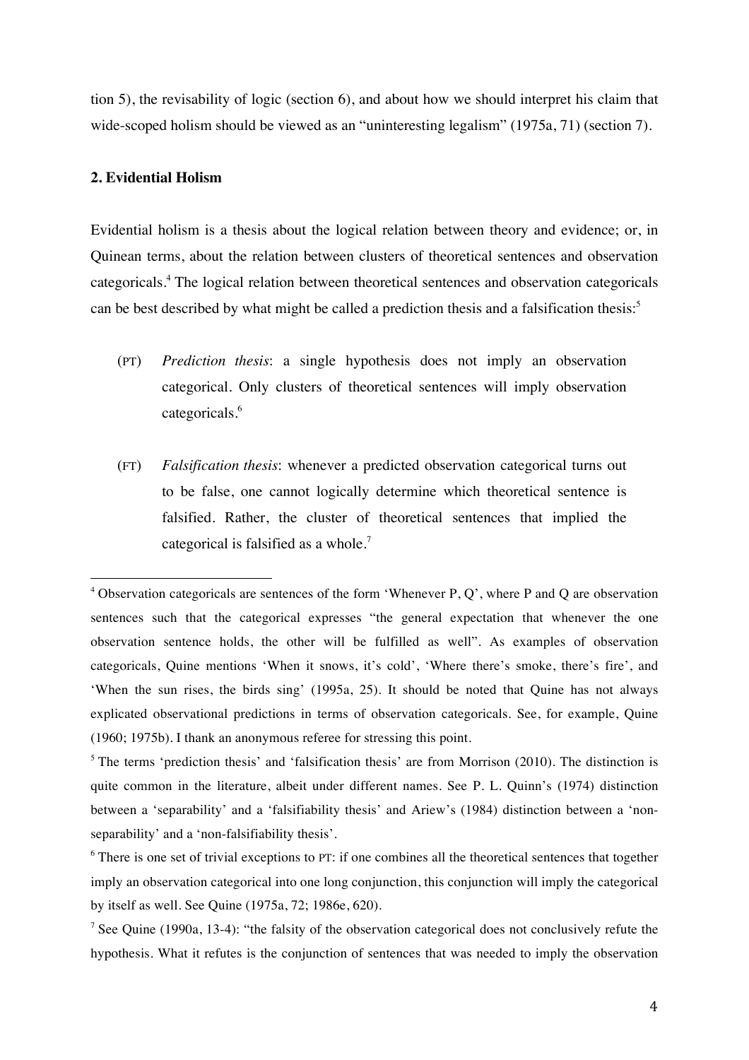tion 5), the revisability of logic (section 6), and about how we should interpret his claim that wide-scoped holism should be viewed as an "uninteresting legalism" (1975a, 71) (section 7).

## 2. Evidential Holism

Evidential holism is a thesis about the logical relation between theory and evidence; or, in Quinean terms, about the relation between clusters of theoretical sentences and observation categoricals.[4] The logical relation between theoretical sentences and observation categoricals can be best described by what might be called a prediction thesis and a falsification thesis:[5]

(PT) *Prediction thesis*: a single hypothesis does not imply an observation categorical. Only clusters of theoretical sentences will imply observation categoricals.[6]

(FT) *Falsification thesis*: whenever a predicted observation categorical turns out to be false, one cannot logically determine which theoretical sentence is falsified. Rather, the cluster of theoretical sentences that implied the categorical is falsified as a whole.[7]

---

[4] Observation categoricals are sentences of the form 'Whenever P, Q', where P and Q are observation sentences such that the categorical expresses "the general expectation that whenever the one observation sentence holds, the other will be fulfilled as well". As examples of observation categoricals, Quine mentions 'When it snows, it's cold', 'Where there's smoke, there's fire', and 'When the sun rises, the birds sing' (1995a, 25). It should be noted that Quine has not always explicated observational predictions in terms of observation categoricals. See, for example, Quine (1960; 1975b). I thank an anonymous referee for stressing this point.

[5] The terms 'prediction thesis' and 'falsification thesis' are from Morrison (2010). The distinction is quite common in the literature, albeit under different names. See P. L. Quinn's (1974) distinction between a 'separability' and a 'falsifiability thesis' and Ariew's (1984) distinction between a 'non-separability' and a 'non-falsifiability thesis'.

[6] There is one set of trivial exceptions to PT: if one combines all the theoretical sentences that together imply an observation categorical into one long conjunction, this conjunction will imply the categorical by itself as well. See Quine (1975a, 72; 1986e, 620).

[7] See Quine (1990a, 13-4): "the falsity of the observation categorical does not conclusively refute the hypothesis. What it refutes is the conjunction of sentences that was needed to imply the observation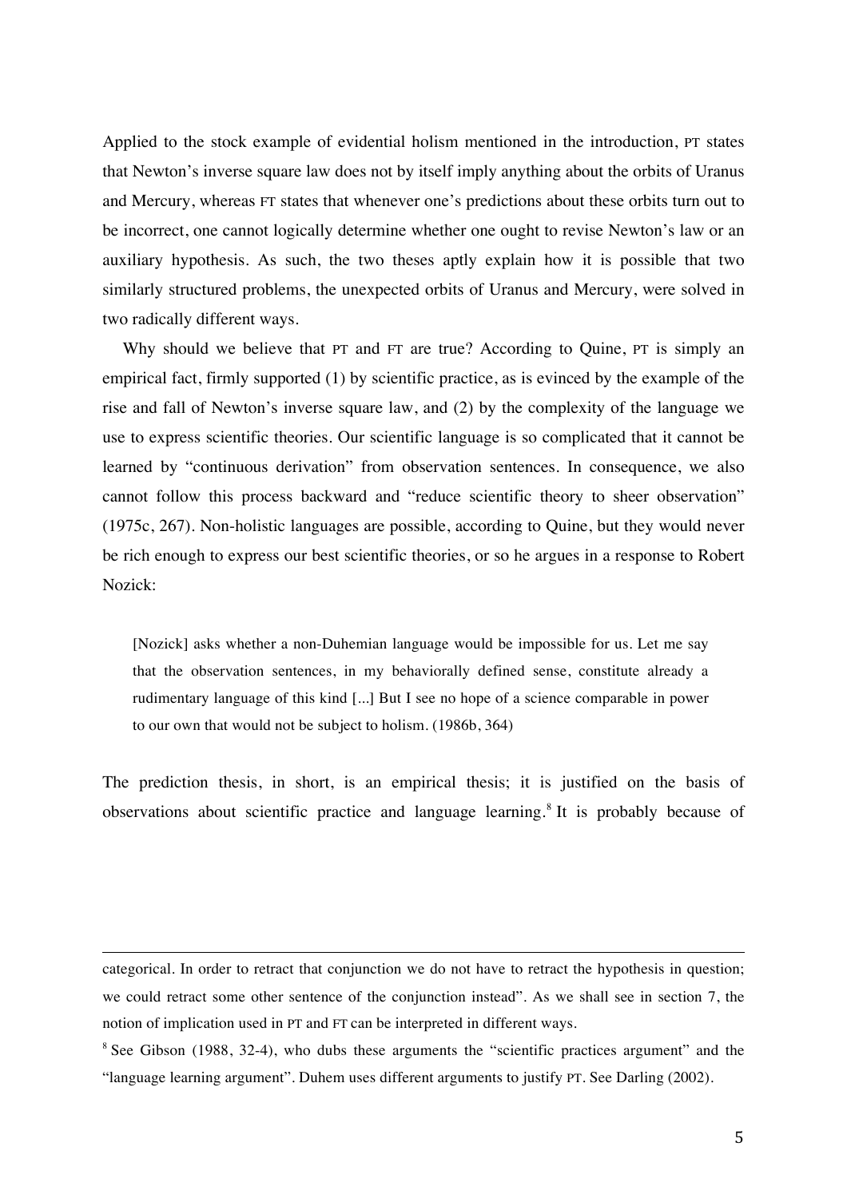Applied to the stock example of evidential holism mentioned in the introduction, PT states that Newton's inverse square law does not by itself imply anything about the orbits of Uranus and Mercury, whereas FT states that whenever one's predictions about these orbits turn out to be incorrect, one cannot logically determine whether one ought to revise Newton's law or an auxiliary hypothesis. As such, the two theses aptly explain how it is possible that two similarly structured problems, the unexpected orbits of Uranus and Mercury, were solved in two radically different ways.

Why should we believe that PT and FT are true? According to Quine, PT is simply an empirical fact, firmly supported (1) by scientific practice, as is evinced by the example of the rise and fall of Newton's inverse square law, and (2) by the complexity of the language we use to express scientific theories. Our scientific language is so complicated that it cannot be learned by "continuous derivation" from observation sentences. In consequence, we also cannot follow this process backward and "reduce scientific theory to sheer observation" (1975c, 267). Non-holistic languages are possible, according to Quine, but they would never be rich enough to express our best scientific theories, or so he argues in a response to Robert Nozick:

> [Nozick] asks whether a non-Duhemian language would be impossible for us. Let me say that the observation sentences, in my behaviorally defined sense, constitute already a rudimentary language of this kind [...] But I see no hope of a science comparable in power to our own that would not be subject to holism. (1986b, 364)

The prediction thesis, in short, is an empirical thesis; it is justified on the basis of observations about scientific practice and language learning.[8] It is probably because of

---

categorical. In order to retract that conjunction we do not have to retract the hypothesis in question; we could retract some other sentence of the conjunction instead". As we shall see in section 7, the notion of implication used in PT and FT can be interpreted in different ways.

[8] See Gibson (1988, 32-4), who dubs these arguments the "scientific practices argument" and the "language learning argument". Duhem uses different arguments to justify PT. See Darling (2002).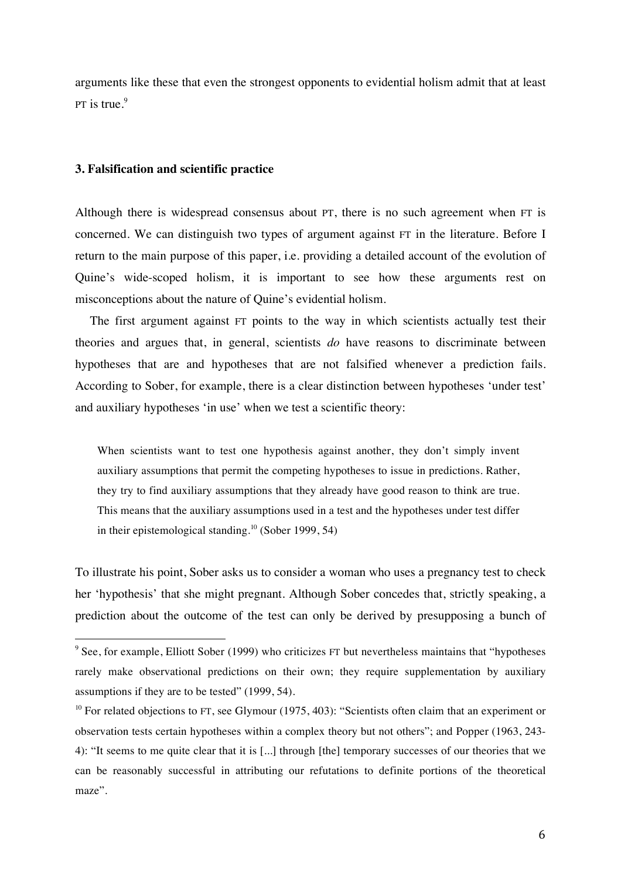arguments like these that even the strongest opponents to evidential holism admit that at least PT is true.[9]

### 3. Falsification and scientific practice

Although there is widespread consensus about PT, there is no such agreement when FT is concerned. We can distinguish two types of argument against FT in the literature. Before I return to the main purpose of this paper, i.e. providing a detailed account of the evolution of Quine's wide-scoped holism, it is important to see how these arguments rest on misconceptions about the nature of Quine's evidential holism.

The first argument against FT points to the way in which scientists actually test their theories and argues that, in general, scientists *do* have reasons to discriminate between hypotheses that are and hypotheses that are not falsified whenever a prediction fails. According to Sober, for example, there is a clear distinction between hypotheses 'under test' and auxiliary hypotheses 'in use' when we test a scientific theory:

> When scientists want to test one hypothesis against another, they don't simply invent auxiliary assumptions that permit the competing hypotheses to issue in predictions. Rather, they try to find auxiliary assumptions that they already have good reason to think are true. This means that the auxiliary assumptions used in a test and the hypotheses under test differ in their epistemological standing.[10] (Sober 1999, 54)

To illustrate his point, Sober asks us to consider a woman who uses a pregnancy test to check her 'hypothesis' that she might pregnant. Although Sober concedes that, strictly speaking, a prediction about the outcome of the test can only be derived by presupposing a bunch of

---

[9] See, for example, Elliott Sober (1999) who criticizes FT but nevertheless maintains that "hypotheses rarely make observational predictions on their own; they require supplementation by auxiliary assumptions if they are to be tested" (1999, 54).

[10] For related objections to FT, see Glymour (1975, 403): "Scientists often claim that an experiment or observation tests certain hypotheses within a complex theory but not others"; and Popper (1963, 243-4): "It seems to me quite clear that it is [...] through [the] temporary successes of our theories that we can be reasonably successful in attributing our refutations to definite portions of the theoretical maze".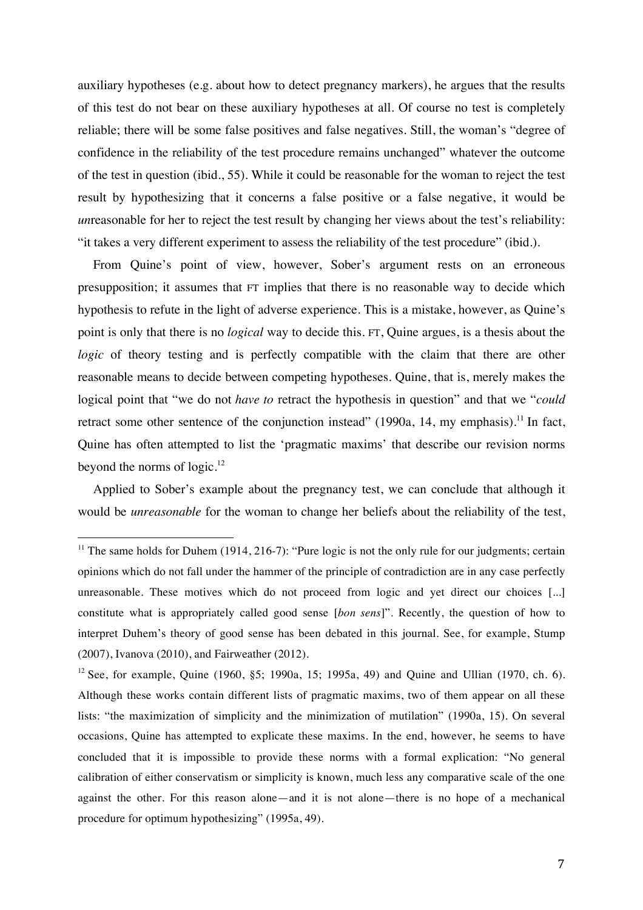auxiliary hypotheses (e.g. about how to detect pregnancy markers), he argues that the results of this test do not bear on these auxiliary hypotheses at all. Of course no test is completely reliable; there will be some false positives and false negatives. Still, the woman's "degree of confidence in the reliability of the test procedure remains unchanged" whatever the outcome of the test in question (ibid., 55). While it could be reasonable for the woman to reject the test result by hypothesizing that it concerns a false positive or a false negative, it would be *un*reasonable for her to reject the test result by changing her views about the test's reliability: "it takes a very different experiment to assess the reliability of the test procedure" (ibid.).

From Quine's point of view, however, Sober's argument rests on an erroneous presupposition; it assumes that FT implies that there is no reasonable way to decide which hypothesis to refute in the light of adverse experience. This is a mistake, however, as Quine's point is only that there is no *logical* way to decide this. FT, Quine argues, is a thesis about the *logic* of theory testing and is perfectly compatible with the claim that there are other reasonable means to decide between competing hypotheses. Quine, that is, merely makes the logical point that "we do not *have to* retract the hypothesis in question" and that we "*could* retract some other sentence of the conjunction instead" (1990a, 14, my emphasis).[11] In fact, Quine has often attempted to list the 'pragmatic maxims' that describe our revision norms beyond the norms of logic.[12]

Applied to Sober's example about the pregnancy test, we can conclude that although it would be *unreasonable* for the woman to change her beliefs about the reliability of the test,

---

[11] The same holds for Duhem (1914, 216-7): "Pure logic is not the only rule for our judgments; certain opinions which do not fall under the hammer of the principle of contradiction are in any case perfectly unreasonable. These motives which do not proceed from logic and yet direct our choices [...] constitute what is appropriately called good sense [*bon sens*]". Recently, the question of how to interpret Duhem's theory of good sense has been debated in this journal. See, for example, Stump (2007), Ivanova (2010), and Fairweather (2012).

[12] See, for example, Quine (1960, §5; 1990a, 15; 1995a, 49) and Quine and Ullian (1970, ch. 6). Although these works contain different lists of pragmatic maxims, two of them appear on all these lists: "the maximization of simplicity and the minimization of mutilation" (1990a, 15). On several occasions, Quine has attempted to explicate these maxims. In the end, however, he seems to have concluded that it is impossible to provide these norms with a formal explication: "No general calibration of either conservatism or simplicity is known, much less any comparative scale of the one against the other. For this reason alone—and it is not alone—there is no hope of a mechanical procedure for optimum hypothesizing" (1995a, 49).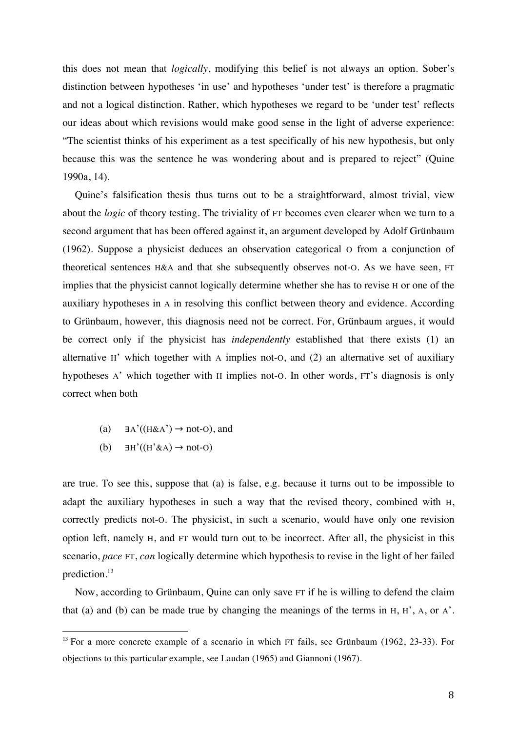this does not mean that *logically*, modifying this belief is not always an option. Sober's distinction between hypotheses 'in use' and hypotheses 'under test' is therefore a pragmatic and not a logical distinction. Rather, which hypotheses we regard to be 'under test' reflects our ideas about which revisions would make good sense in the light of adverse experience: "The scientist thinks of his experiment as a test specifically of his new hypothesis, but only because this was the sentence he was wondering about and is prepared to reject" (Quine 1990a, 14).

Quine's falsification thesis thus turns out to be a straightforward, almost trivial, view about the *logic* of theory testing. The triviality of FT becomes even clearer when we turn to a second argument that has been offered against it, an argument developed by Adolf Grünbaum (1962). Suppose a physicist deduces an observation categorical O from a conjunction of theoretical sentences H&A and that she subsequently observes not-O. As we have seen, FT implies that the physicist cannot logically determine whether she has to revise H or one of the auxiliary hypotheses in A in resolving this conflict between theory and evidence. According to Grünbaum, however, this diagnosis need not be correct. For, Grünbaum argues, it would be correct only if the physicist has *independently* established that there exists (1) an alternative H' which together with A implies not-O, and (2) an alternative set of auxiliary hypotheses A' which together with H implies not-O. In other words, FT's diagnosis is only correct when both

(a) $\exists A'((H\&A') \rightarrow \text{not-}O)$, and

(b) $\exists H'((H'\&A) \rightarrow \text{not-}O)$

are true. To see this, suppose that (a) is false, e.g. because it turns out to be impossible to adapt the auxiliary hypotheses in such a way that the revised theory, combined with H, correctly predicts not-O. The physicist, in such a scenario, would have only one revision option left, namely H, and FT would turn out to be incorrect. After all, the physicist in this scenario, *pace* FT, *can* logically determine which hypothesis to revise in the light of her failed prediction.[13]

Now, according to Grünbaum, Quine can only save FT if he is willing to defend the claim that (a) and (b) can be made true by changing the meanings of the terms in H, H', A, or A'.

[13] For a more concrete example of a scenario in which FT fails, see Grünbaum (1962, 23-33). For objections to this particular example, see Laudan (1965) and Giannoni (1967).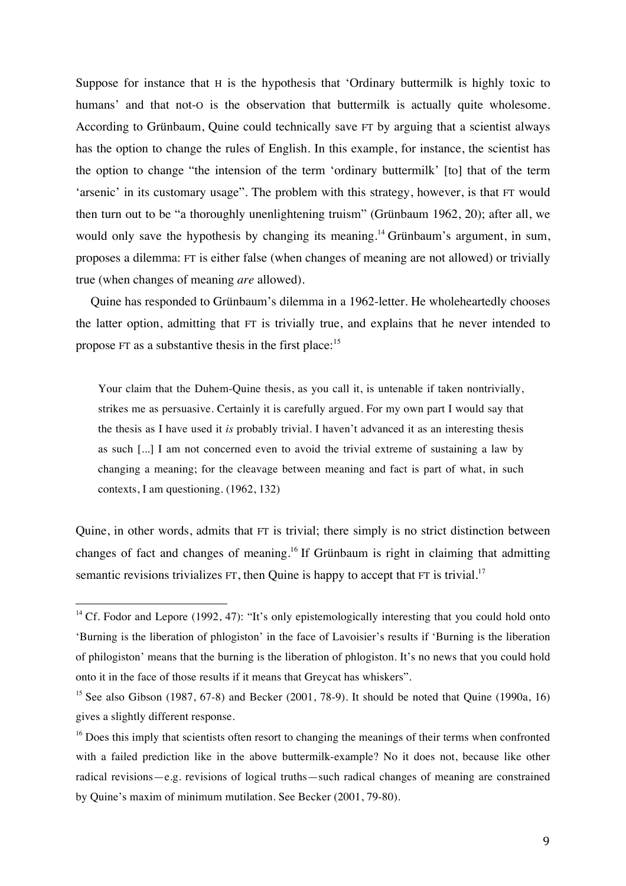Suppose for instance that H is the hypothesis that 'Ordinary buttermilk is highly toxic to humans' and that not-O is the observation that buttermilk is actually quite wholesome. According to Grünbaum, Quine could technically save FT by arguing that a scientist always has the option to change the rules of English. In this example, for instance, the scientist has the option to change "the intension of the term 'ordinary buttermilk' [to] that of the term 'arsenic' in its customary usage". The problem with this strategy, however, is that FT would then turn out to be "a thoroughly unenlightening truism" (Grünbaum 1962, 20); after all, we would only save the hypothesis by changing its meaning.[14] Grünbaum's argument, in sum, proposes a dilemma: FT is either false (when changes of meaning are not allowed) or trivially true (when changes of meaning *are* allowed).

Quine has responded to Grünbaum's dilemma in a 1962-letter. He wholeheartedly chooses the latter option, admitting that FT is trivially true, and explains that he never intended to propose FT as a substantive thesis in the first place:[15]

> Your claim that the Duhem-Quine thesis, as you call it, is untenable if taken nontrivially, strikes me as persuasive. Certainly it is carefully argued. For my own part I would say that the thesis as I have used it *is* probably trivial. I haven't advanced it as an interesting thesis as such [...] I am not concerned even to avoid the trivial extreme of sustaining a law by changing a meaning; for the cleavage between meaning and fact is part of what, in such contexts, I am questioning. (1962, 132)

Quine, in other words, admits that FT is trivial; there simply is no strict distinction between changes of fact and changes of meaning.[16] If Grünbaum is right in claiming that admitting semantic revisions trivializes FT, then Quine is happy to accept that FT is trivial.[17]

---

[14] Cf. Fodor and Lepore (1992, 47): "It's only epistemologically interesting that you could hold onto 'Burning is the liberation of phlogiston' in the face of Lavoisier's results if 'Burning is the liberation of philogiston' means that the burning is the liberation of phlogiston. It's no news that you could hold onto it in the face of those results if it means that Greycat has whiskers".

[15] See also Gibson (1987, 67-8) and Becker (2001, 78-9). It should be noted that Quine (1990a, 16) gives a slightly different response.

[16] Does this imply that scientists often resort to changing the meanings of their terms when confronted with a failed prediction like in the above buttermilk-example? No it does not, because like other radical revisions—e.g. revisions of logical truths—such radical changes of meaning are constrained by Quine's maxim of minimum mutilation. See Becker (2001, 79-80).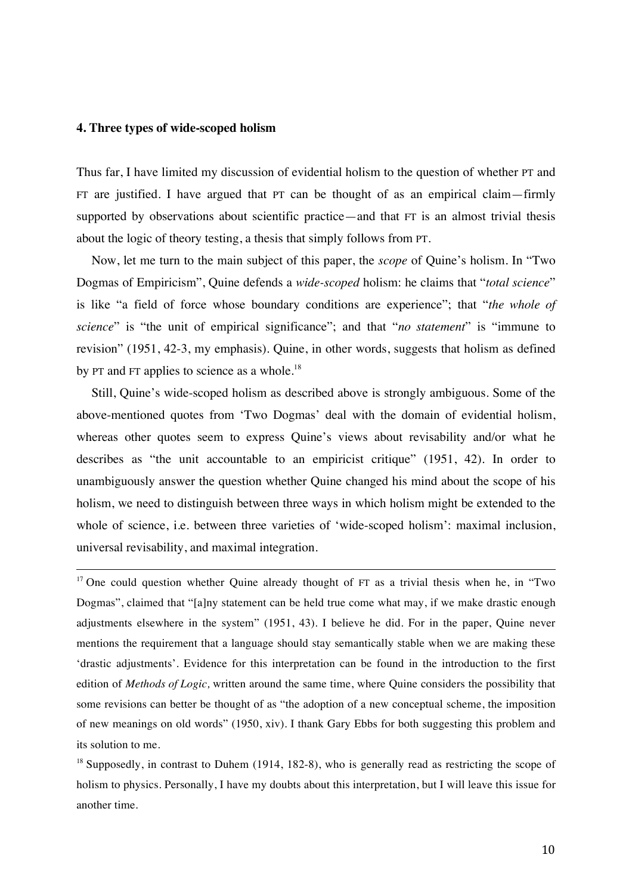### 4. Three types of wide-scoped holism

Thus far, I have limited my discussion of evidential holism to the question of whether PT and FT are justified. I have argued that PT can be thought of as an empirical claim—firmly supported by observations about scientific practice—and that FT is an almost trivial thesis about the logic of theory testing, a thesis that simply follows from PT.

Now, let me turn to the main subject of this paper, the *scope* of Quine's holism. In "Two Dogmas of Empiricism", Quine defends a *wide-scoped* holism: he claims that "*total science*" is like "a field of force whose boundary conditions are experience"; that "*the whole of science*" is "the unit of empirical significance"; and that "*no statement*" is "immune to revision" (1951, 42-3, my emphasis). Quine, in other words, suggests that holism as defined by PT and FT applies to science as a whole.[18]

Still, Quine's wide-scoped holism as described above is strongly ambiguous. Some of the above-mentioned quotes from 'Two Dogmas' deal with the domain of evidential holism, whereas other quotes seem to express Quine's views about revisability and/or what he describes as "the unit accountable to an empiricist critique" (1951, 42). In order to unambiguously answer the question whether Quine changed his mind about the scope of his holism, we need to distinguish between three ways in which holism might be extended to the whole of science, i.e. between three varieties of 'wide-scoped holism': maximal inclusion, universal revisability, and maximal integration.

---

[17] One could question whether Quine already thought of FT as a trivial thesis when he, in "Two Dogmas", claimed that "[a]ny statement can be held true come what may, if we make drastic enough adjustments elsewhere in the system" (1951, 43). I believe he did. For in the paper, Quine never mentions the requirement that a language should stay semantically stable when we are making these 'drastic adjustments'. Evidence for this interpretation can be found in the introduction to the first edition of *Methods of Logic,* written around the same time, where Quine considers the possibility that some revisions can better be thought of as "the adoption of a new conceptual scheme, the imposition of new meanings on old words" (1950, xiv). I thank Gary Ebbs for both suggesting this problem and its solution to me.

[18] Supposedly, in contrast to Duhem (1914, 182-8), who is generally read as restricting the scope of holism to physics. Personally, I have my doubts about this interpretation, but I will leave this issue for another time.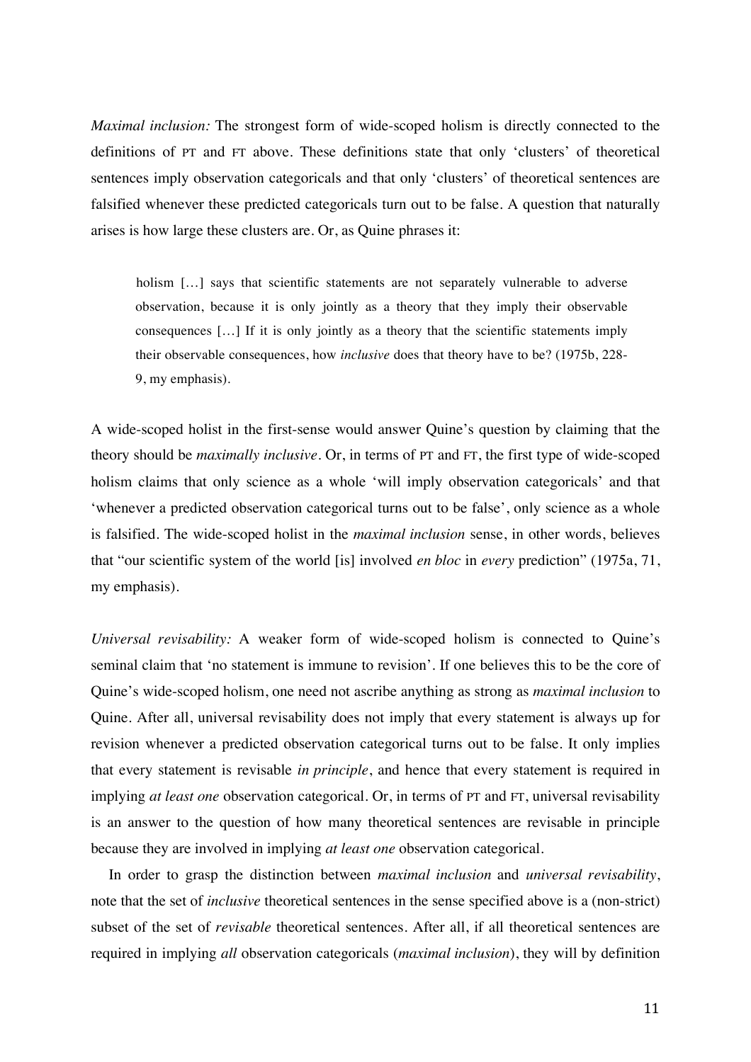*Maximal inclusion:* The strongest form of wide-scoped holism is directly connected to the definitions of PT and FT above. These definitions state that only 'clusters' of theoretical sentences imply observation categoricals and that only 'clusters' of theoretical sentences are falsified whenever these predicted categoricals turn out to be false. A question that naturally arises is how large these clusters are. Or, as Quine phrases it:

> holism […] says that scientific statements are not separately vulnerable to adverse observation, because it is only jointly as a theory that they imply their observable consequences […] If it is only jointly as a theory that the scientific statements imply their observable consequences, how *inclusive* does that theory have to be? (1975b, 228-9, my emphasis).

A wide-scoped holist in the first-sense would answer Quine's question by claiming that the theory should be *maximally inclusive*. Or, in terms of PT and FT, the first type of wide-scoped holism claims that only science as a whole 'will imply observation categoricals' and that 'whenever a predicted observation categorical turns out to be false', only science as a whole is falsified. The wide-scoped holist in the *maximal inclusion* sense, in other words, believes that "our scientific system of the world [is] involved *en bloc* in *every* prediction" (1975a, 71, my emphasis).

*Universal revisability:* A weaker form of wide-scoped holism is connected to Quine's seminal claim that 'no statement is immune to revision'. If one believes this to be the core of Quine's wide-scoped holism, one need not ascribe anything as strong as *maximal inclusion* to Quine. After all, universal revisability does not imply that every statement is always up for revision whenever a predicted observation categorical turns out to be false. It only implies that every statement is revisable *in principle*, and hence that every statement is required in implying *at least one* observation categorical. Or, in terms of PT and FT, universal revisability is an answer to the question of how many theoretical sentences are revisable in principle because they are involved in implying *at least one* observation categorical.

In order to grasp the distinction between *maximal inclusion* and *universal revisability*, note that the set of *inclusive* theoretical sentences in the sense specified above is a (non-strict) subset of the set of *revisable* theoretical sentences. After all, if all theoretical sentences are required in implying *all* observation categoricals (*maximal inclusion*), they will by definition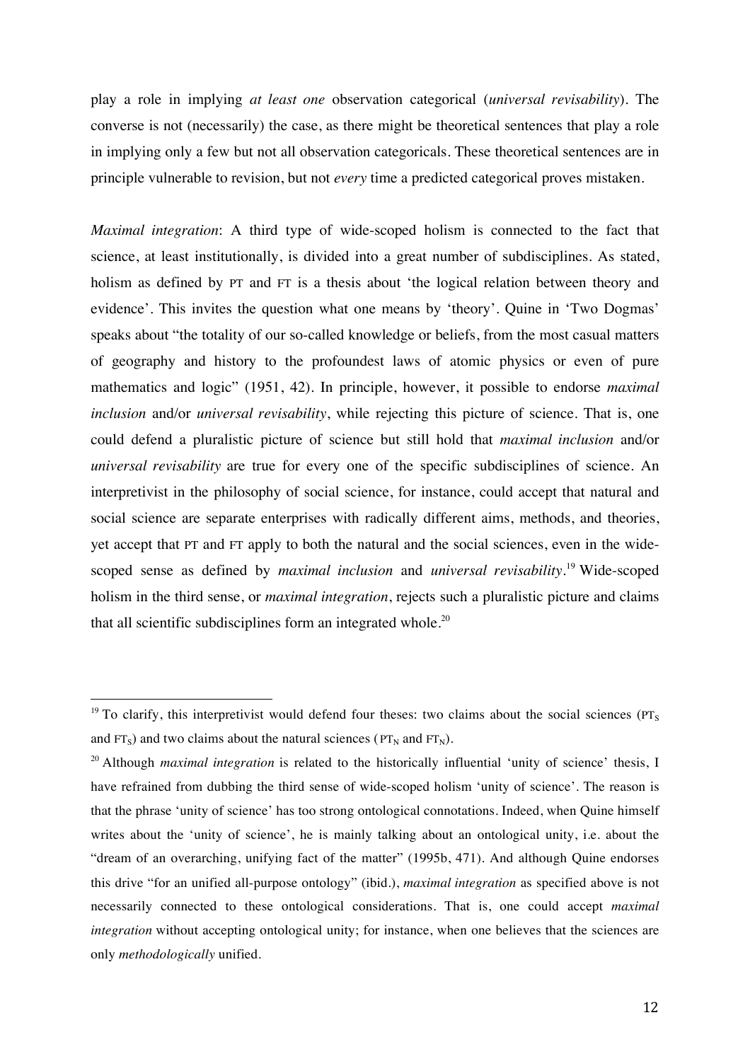play a role in implying *at least one* observation categorical (*universal revisability*). The converse is not (necessarily) the case, as there might be theoretical sentences that play a role in implying only a few but not all observation categoricals. These theoretical sentences are in principle vulnerable to revision, but not *every* time a predicted categorical proves mistaken.

*Maximal integration*: A third type of wide-scoped holism is connected to the fact that science, at least institutionally, is divided into a great number of subdisciplines. As stated, holism as defined by PT and FT is a thesis about 'the logical relation between theory and evidence'. This invites the question what one means by 'theory'. Quine in 'Two Dogmas' speaks about "the totality of our so-called knowledge or beliefs, from the most casual matters of geography and history to the profoundest laws of atomic physics or even of pure mathematics and logic" (1951, 42). In principle, however, it possible to endorse *maximal inclusion* and/or *universal revisability*, while rejecting this picture of science. That is, one could defend a pluralistic picture of science but still hold that *maximal inclusion* and/or *universal revisability* are true for every one of the specific subdisciplines of science. An interpretivist in the philosophy of social science, for instance, could accept that natural and social science are separate enterprises with radically different aims, methods, and theories, yet accept that PT and FT apply to both the natural and the social sciences, even in the wide-scoped sense as defined by *maximal inclusion* and *universal revisability*.[19] Wide-scoped holism in the third sense, or *maximal integration*, rejects such a pluralistic picture and claims that all scientific subdisciplines form an integrated whole.[20]

---

[19] To clarify, this interpretivist would defend four theses: two claims about the social sciences ($PT_S$ and $FT_S$) and two claims about the natural sciences ($PT_N$ and $FT_N$).

[20] Although *maximal integration* is related to the historically influential 'unity of science' thesis, I have refrained from dubbing the third sense of wide-scoped holism 'unity of science'. The reason is that the phrase 'unity of science' has too strong ontological connotations. Indeed, when Quine himself writes about the 'unity of science', he is mainly talking about an ontological unity, i.e. about the "dream of an overarching, unifying fact of the matter" (1995b, 471). And although Quine endorses this drive "for an unified all-purpose ontology" (ibid.), *maximal integration* as specified above is not necessarily connected to these ontological considerations. That is, one could accept *maximal integration* without accepting ontological unity; for instance, when one believes that the sciences are only *methodologically* unified.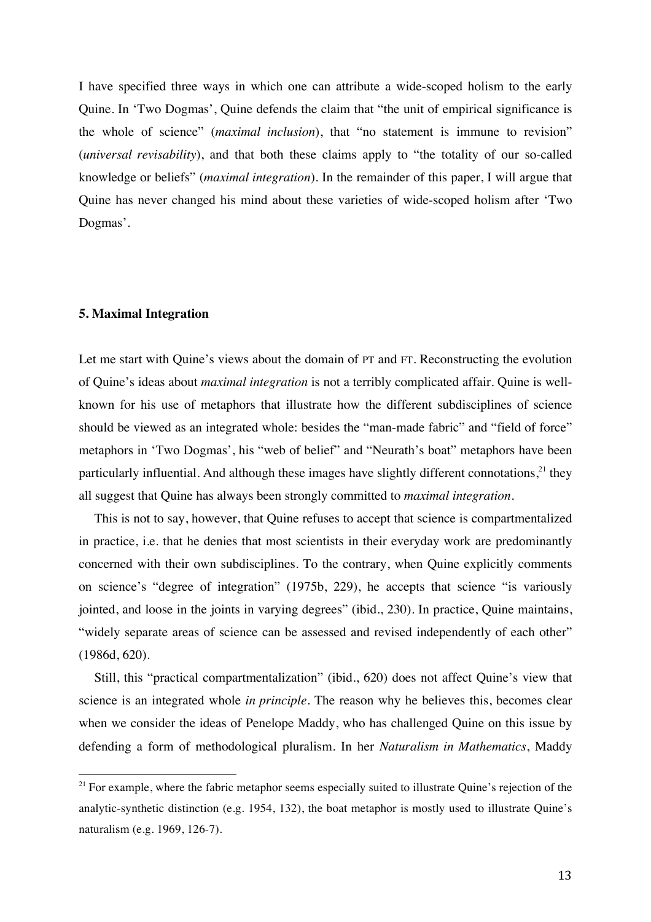I have specified three ways in which one can attribute a wide-scoped holism to the early Quine. In 'Two Dogmas', Quine defends the claim that "the unit of empirical significance is the whole of science" (*maximal inclusion*), that "no statement is immune to revision" (*universal revisability*), and that both these claims apply to "the totality of our so-called knowledge or beliefs" (*maximal integration*). In the remainder of this paper, I will argue that Quine has never changed his mind about these varieties of wide-scoped holism after 'Two Dogmas'.

### 5. Maximal Integration

Let me start with Quine's views about the domain of PT and FT. Reconstructing the evolution of Quine's ideas about *maximal integration* is not a terribly complicated affair. Quine is well-known for his use of metaphors that illustrate how the different subdisciplines of science should be viewed as an integrated whole: besides the "man-made fabric" and "field of force" metaphors in 'Two Dogmas', his "web of belief" and "Neurath's boat" metaphors have been particularly influential. And although these images have slightly different connotations,[21] they all suggest that Quine has always been strongly committed to *maximal integration*.

This is not to say, however, that Quine refuses to accept that science is compartmentalized in practice, i.e. that he denies that most scientists in their everyday work are predominantly concerned with their own subdisciplines. To the contrary, when Quine explicitly comments on science's "degree of integration" (1975b, 229), he accepts that science "is variously jointed, and loose in the joints in varying degrees" (ibid., 230). In practice, Quine maintains, "widely separate areas of science can be assessed and revised independently of each other" (1986d, 620).

Still, this "practical compartmentalization" (ibid., 620) does not affect Quine's view that science is an integrated whole *in principle*. The reason why he believes this, becomes clear when we consider the ideas of Penelope Maddy, who has challenged Quine on this issue by defending a form of methodological pluralism. In her *Naturalism in Mathematics*, Maddy

[21] For example, where the fabric metaphor seems especially suited to illustrate Quine's rejection of the analytic-synthetic distinction (e.g. 1954, 132), the boat metaphor is mostly used to illustrate Quine's naturalism (e.g. 1969, 126-7).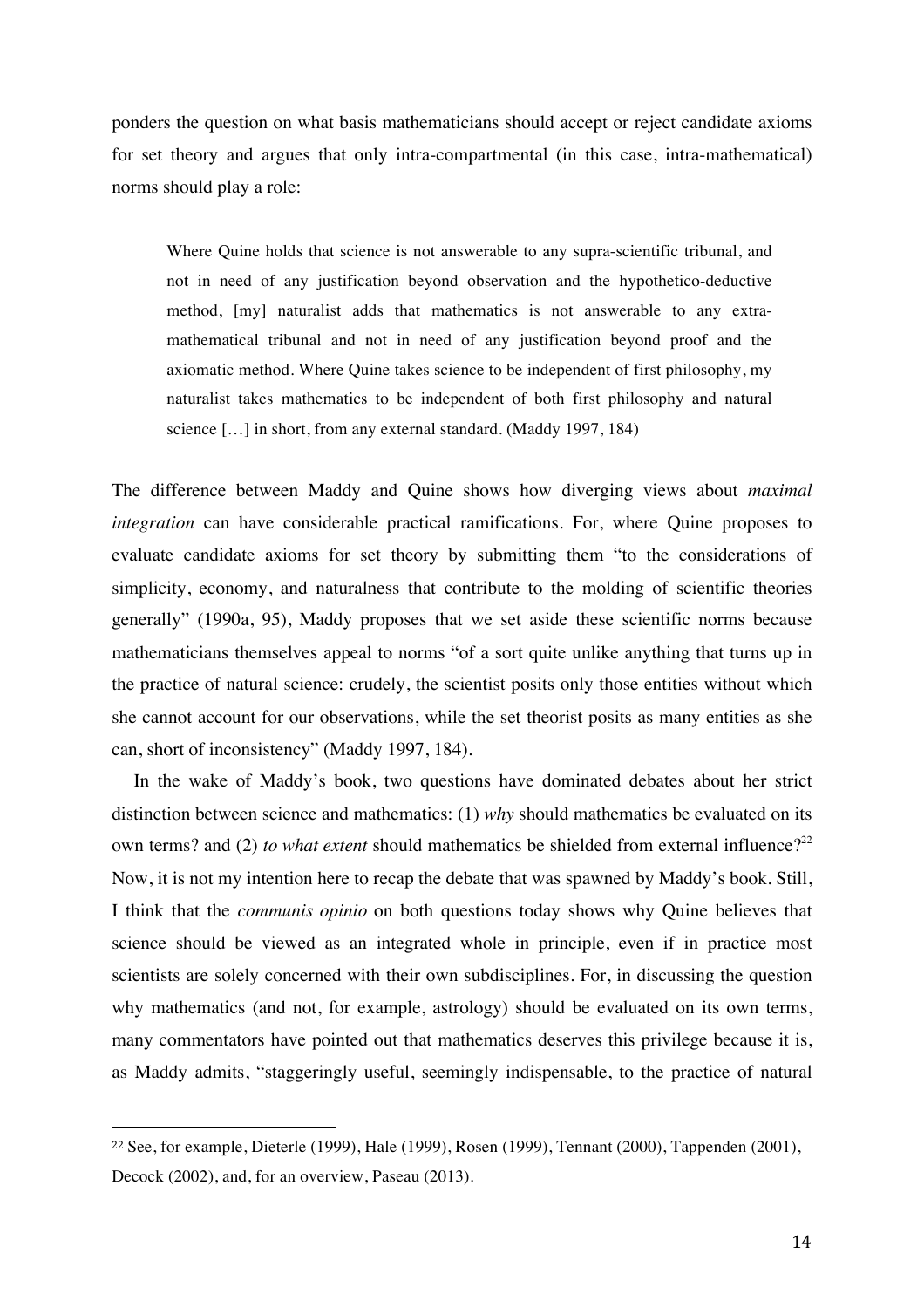ponders the question on what basis mathematicians should accept or reject candidate axioms for set theory and argues that only intra-compartmental (in this case, intra-mathematical) norms should play a role:

> Where Quine holds that science is not answerable to any supra-scientific tribunal, and not in need of any justification beyond observation and the hypothetico-deductive method, [my] naturalist adds that mathematics is not answerable to any extra-mathematical tribunal and not in need of any justification beyond proof and the axiomatic method. Where Quine takes science to be independent of first philosophy, my naturalist takes mathematics to be independent of both first philosophy and natural science […] in short, from any external standard. (Maddy 1997, 184)

The difference between Maddy and Quine shows how diverging views about *maximal integration* can have considerable practical ramifications. For, where Quine proposes to evaluate candidate axioms for set theory by submitting them "to the considerations of simplicity, economy, and naturalness that contribute to the molding of scientific theories generally" (1990a, 95), Maddy proposes that we set aside these scientific norms because mathematicians themselves appeal to norms "of a sort quite unlike anything that turns up in the practice of natural science: crudely, the scientist posits only those entities without which she cannot account for our observations, while the set theorist posits as many entities as she can, short of inconsistency" (Maddy 1997, 184).

In the wake of Maddy's book, two questions have dominated debates about her strict distinction between science and mathematics: (1) *why* should mathematics be evaluated on its own terms? and (2) *to what extent* should mathematics be shielded from external influence?[22] Now, it is not my intention here to recap the debate that was spawned by Maddy's book. Still, I think that the *communis opinio* on both questions today shows why Quine believes that science should be viewed as an integrated whole in principle, even if in practice most scientists are solely concerned with their own subdisciplines. For, in discussing the question why mathematics (and not, for example, astrology) should be evaluated on its own terms, many commentators have pointed out that mathematics deserves this privilege because it is, as Maddy admits, "staggeringly useful, seemingly indispensable, to the practice of natural

---

[22] See, for example, Dieterle (1999), Hale (1999), Rosen (1999), Tennant (2000), Tappenden (2001), Decock (2002), and, for an overview, Paseau (2013).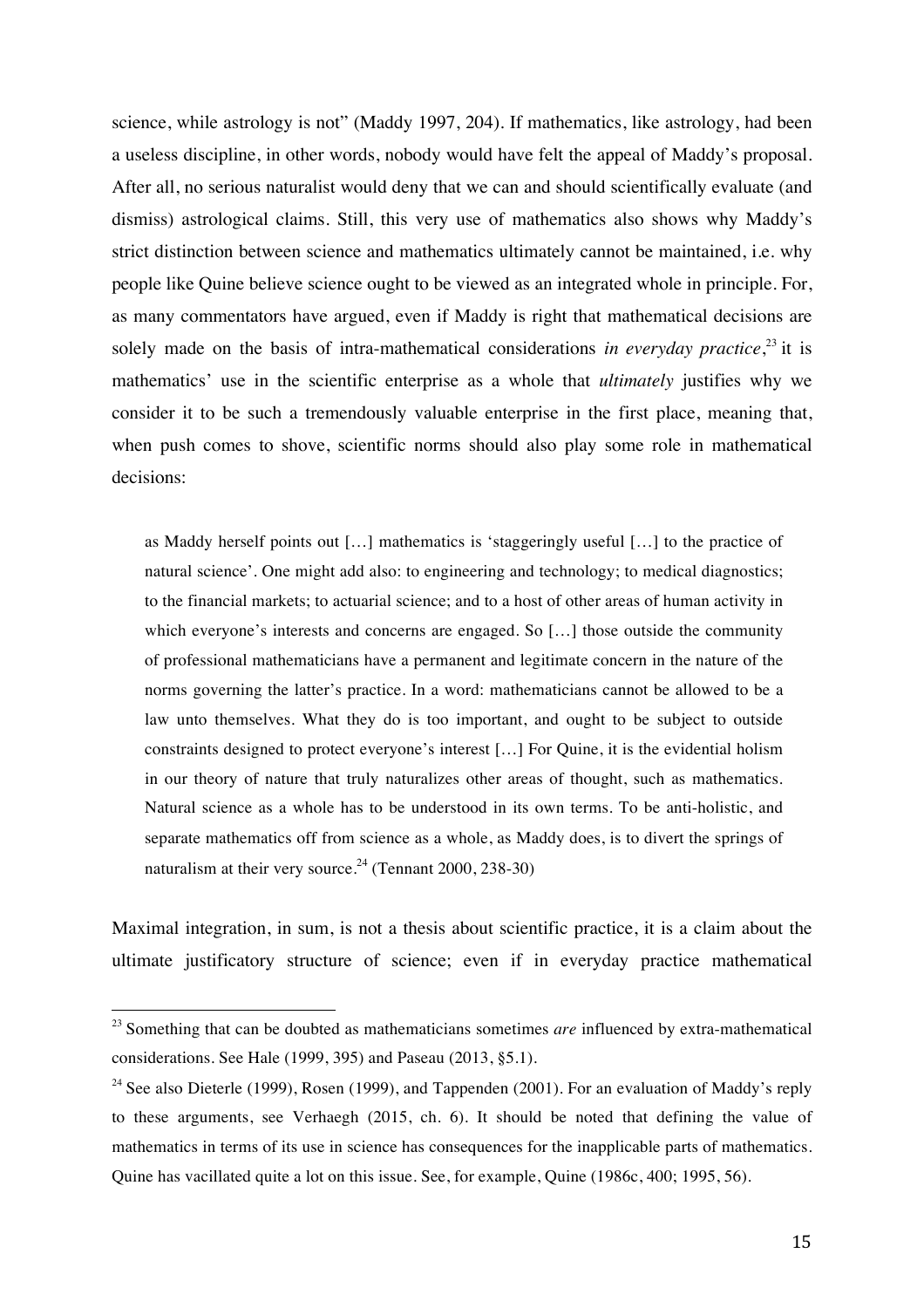science, while astrology is not" (Maddy 1997, 204). If mathematics, like astrology, had been a useless discipline, in other words, nobody would have felt the appeal of Maddy's proposal. After all, no serious naturalist would deny that we can and should scientifically evaluate (and dismiss) astrological claims. Still, this very use of mathematics also shows why Maddy's strict distinction between science and mathematics ultimately cannot be maintained, i.e. why people like Quine believe science ought to be viewed as an integrated whole in principle. For, as many commentators have argued, even if Maddy is right that mathematical decisions are solely made on the basis of intra-mathematical considerations *in everyday practice*,[23] it is mathematics' use in the scientific enterprise as a whole that *ultimately* justifies why we consider it to be such a tremendously valuable enterprise in the first place, meaning that, when push comes to shove, scientific norms should also play some role in mathematical decisions:

> as Maddy herself points out […] mathematics is 'staggeringly useful […] to the practice of natural science'. One might add also: to engineering and technology; to medical diagnostics; to the financial markets; to actuarial science; and to a host of other areas of human activity in which everyone's interests and concerns are engaged. So […] those outside the community of professional mathematicians have a permanent and legitimate concern in the nature of the norms governing the latter's practice. In a word: mathematicians cannot be allowed to be a law unto themselves. What they do is too important, and ought to be subject to outside constraints designed to protect everyone's interest […] For Quine, it is the evidential holism in our theory of nature that truly naturalizes other areas of thought, such as mathematics. Natural science as a whole has to be understood in its own terms. To be anti-holistic, and separate mathematics off from science as a whole, as Maddy does, is to divert the springs of naturalism at their very source.[24] (Tennant 2000, 238-30)

Maximal integration, in sum, is not a thesis about scientific practice, it is a claim about the ultimate justificatory structure of science; even if in everyday practice mathematical

---

[23] Something that can be doubted as mathematicians sometimes *are* influenced by extra-mathematical considerations. See Hale (1999, 395) and Paseau (2013, §5.1).

[24] See also Dieterle (1999), Rosen (1999), and Tappenden (2001). For an evaluation of Maddy's reply to these arguments, see Verhaegh (2015, ch. 6). It should be noted that defining the value of mathematics in terms of its use in science has consequences for the inapplicable parts of mathematics. Quine has vacillated quite a lot on this issue. See, for example, Quine (1986c, 400; 1995, 56).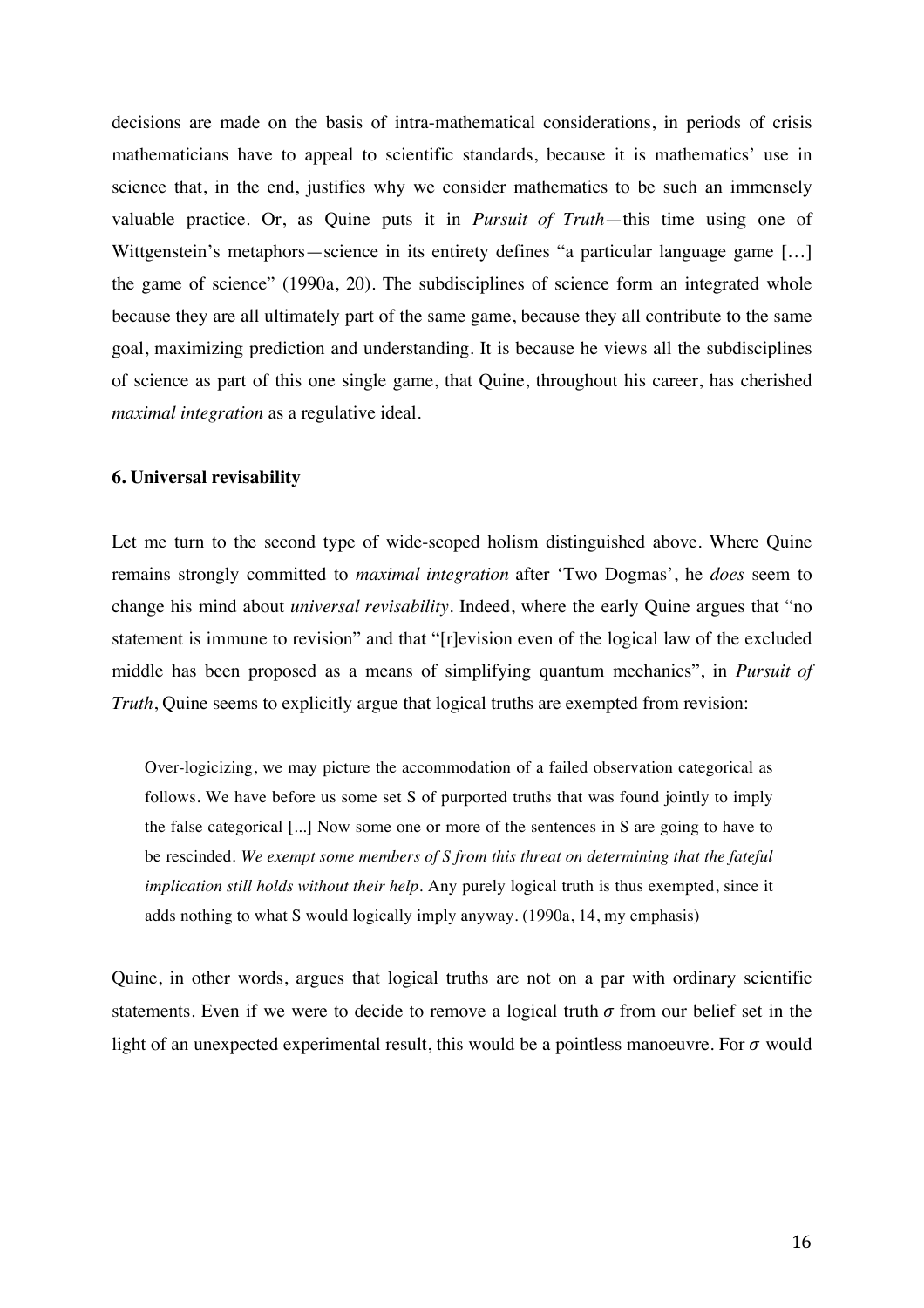decisions are made on the basis of intra-mathematical considerations, in periods of crisis mathematicians have to appeal to scientific standards, because it is mathematics' use in science that, in the end, justifies why we consider mathematics to be such an immensely valuable practice. Or, as Quine puts it in *Pursuit of Truth*—this time using one of Wittgenstein's metaphors—science in its entirety defines "a particular language game […] the game of science" (1990a, 20). The subdisciplines of science form an integrated whole because they are all ultimately part of the same game, because they all contribute to the same goal, maximizing prediction and understanding. It is because he views all the subdisciplines of science as part of this one single game, that Quine, throughout his career, has cherished *maximal integration* as a regulative ideal.

### 6. Universal revisability

Let me turn to the second type of wide-scoped holism distinguished above. Where Quine remains strongly committed to *maximal integration* after 'Two Dogmas', he *does* seem to change his mind about *universal revisability*. Indeed, where the early Quine argues that "no statement is immune to revision" and that "[r]evision even of the logical law of the excluded middle has been proposed as a means of simplifying quantum mechanics", in *Pursuit of Truth*, Quine seems to explicitly argue that logical truths are exempted from revision:

> Over-logicizing, we may picture the accommodation of a failed observation categorical as follows. We have before us some set S of purported truths that was found jointly to imply the false categorical [...] Now some one or more of the sentences in S are going to have to be rescinded. *We exempt some members of S from this threat on determining that the fateful implication still holds without their help.* Any purely logical truth is thus exempted, since it adds nothing to what S would logically imply anyway. (1990a, 14, my emphasis)

Quine, in other words, argues that logical truths are not on a par with ordinary scientific statements. Even if we were to decide to remove a logical truth $\sigma$ from our belief set in the light of an unexpected experimental result, this would be a pointless manoeuvre. For $\sigma$ would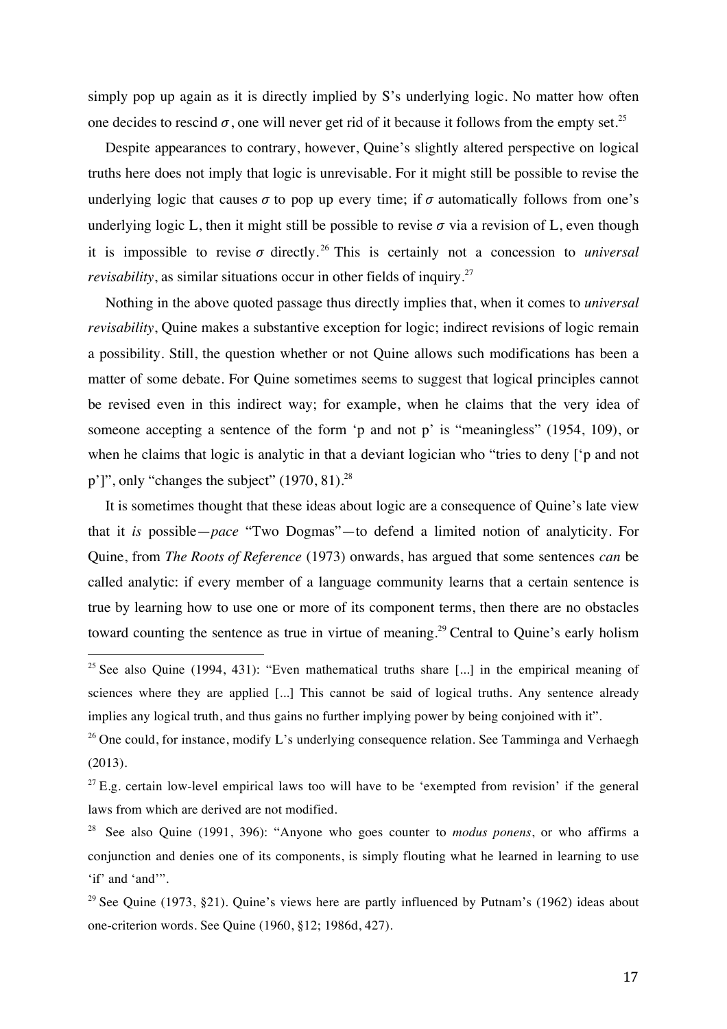simply pop up again as it is directly implied by S's underlying logic. No matter how often one decides to rescind $\sigma$, one will never get rid of it because it follows from the empty set.[25]

Despite appearances to contrary, however, Quine's slightly altered perspective on logical truths here does not imply that logic is unrevisable. For it might still be possible to revise the underlying logic that causes $\sigma$ to pop up every time; if $\sigma$ automatically follows from one's underlying logic L, then it might still be possible to revise $\sigma$ via a revision of L, even though it is impossible to revise $\sigma$ directly.[26] This is certainly not a concession to *universal revisability*, as similar situations occur in other fields of inquiry.[27]

Nothing in the above quoted passage thus directly implies that, when it comes to *universal revisability*, Quine makes a substantive exception for logic; indirect revisions of logic remain a possibility. Still, the question whether or not Quine allows such modifications has been a matter of some debate. For Quine sometimes seems to suggest that logical principles cannot be revised even in this indirect way; for example, when he claims that the very idea of someone accepting a sentence of the form 'p and not p' is "meaningless" (1954, 109), or when he claims that logic is analytic in that a deviant logician who "tries to deny ['p and not p']", only "changes the subject" (1970, 81).[28]

It is sometimes thought that these ideas about logic are a consequence of Quine's late view that it *is* possible—*pace* "Two Dogmas"—to defend a limited notion of analyticity. For Quine, from *The Roots of Reference* (1973) onwards, has argued that some sentences *can* be called analytic: if every member of a language community learns that a certain sentence is true by learning how to use one or more of its component terms, then there are no obstacles toward counting the sentence as true in virtue of meaning.[29] Central to Quine's early holism

---

[25] See also Quine (1994, 431): "Even mathematical truths share [...] in the empirical meaning of sciences where they are applied [...] This cannot be said of logical truths. Any sentence already implies any logical truth, and thus gains no further implying power by being conjoined with it".

[26] One could, for instance, modify L's underlying consequence relation. See Tamminga and Verhaegh (2013).

[27] E.g. certain low-level empirical laws too will have to be 'exempted from revision' if the general laws from which are derived are not modified.

[28] See also Quine (1991, 396): "Anyone who goes counter to *modus ponens*, or who affirms a conjunction and denies one of its components, is simply flouting what he learned in learning to use 'if' and 'and'".

[29] See Quine (1973, §21). Quine's views here are partly influenced by Putnam's (1962) ideas about one-criterion words. See Quine (1960, §12; 1986d, 427).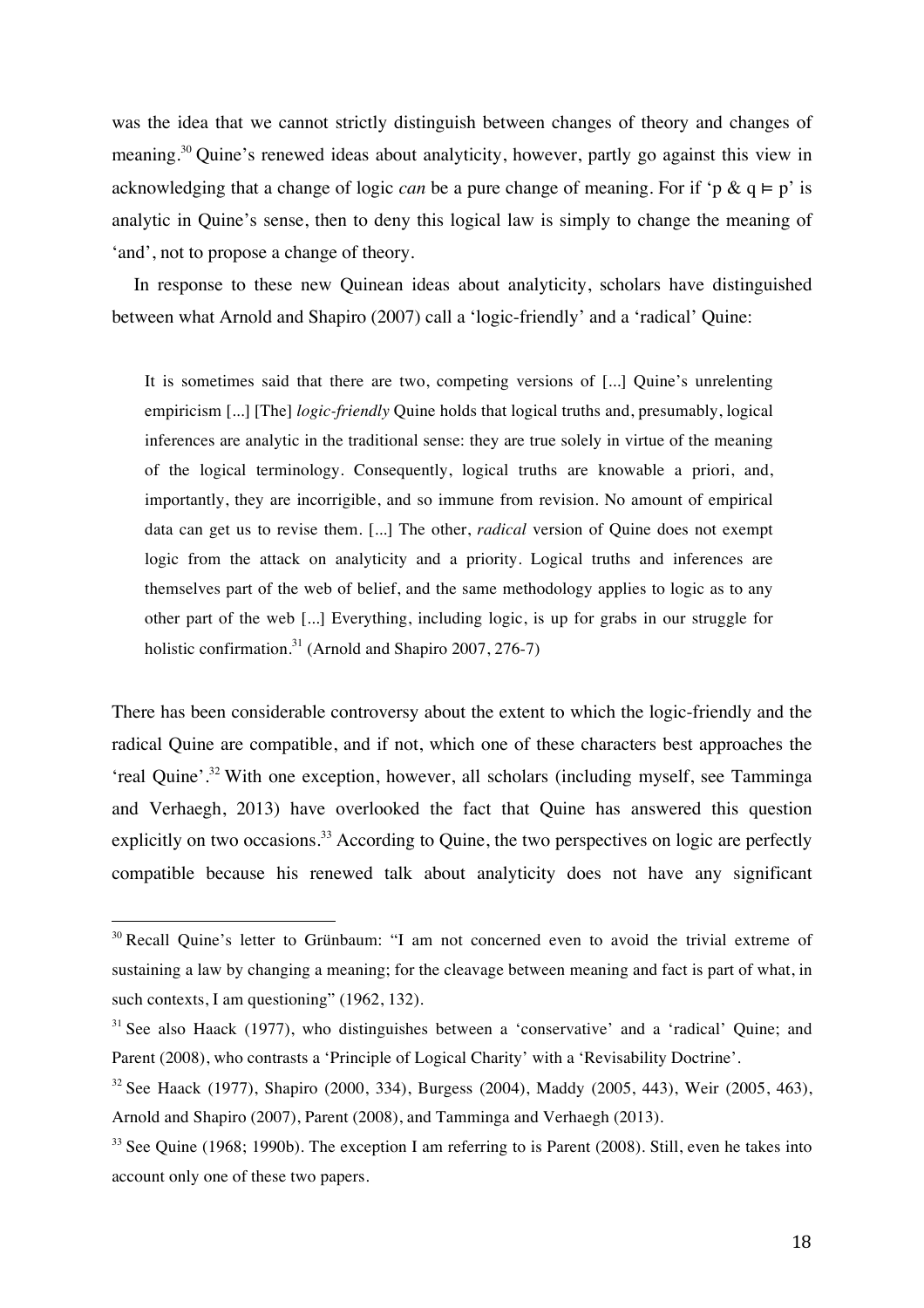was the idea that we cannot strictly distinguish between changes of theory and changes of meaning.[30] Quine's renewed ideas about analyticity, however, partly go against this view in acknowledging that a change of logic *can* be a pure change of meaning. For if 'p & q ⊨ p' is analytic in Quine's sense, then to deny this logical law is simply to change the meaning of 'and', not to propose a change of theory.

In response to these new Quinean ideas about analyticity, scholars have distinguished between what Arnold and Shapiro (2007) call a 'logic-friendly' and a 'radical' Quine:

> It is sometimes said that there are two, competing versions of [...] Quine's unrelenting empiricism [...] [The] *logic-friendly* Quine holds that logical truths and, presumably, logical inferences are analytic in the traditional sense: they are true solely in virtue of the meaning of the logical terminology. Consequently, logical truths are knowable a priori, and, importantly, they are incorrigible, and so immune from revision. No amount of empirical data can get us to revise them. [...] The other, *radical* version of Quine does not exempt logic from the attack on analyticity and a priority. Logical truths and inferences are themselves part of the web of belief, and the same methodology applies to logic as to any other part of the web [...] Everything, including logic, is up for grabs in our struggle for holistic confirmation.[31] (Arnold and Shapiro 2007, 276-7)

There has been considerable controversy about the extent to which the logic-friendly and the radical Quine are compatible, and if not, which one of these characters best approaches the 'real Quine'.[32] With one exception, however, all scholars (including myself, see Tamminga and Verhaegh, 2013) have overlooked the fact that Quine has answered this question explicitly on two occasions.[33] According to Quine, the two perspectives on logic are perfectly compatible because his renewed talk about analyticity does not have any significant

---

[30] Recall Quine's letter to Grünbaum: "I am not concerned even to avoid the trivial extreme of sustaining a law by changing a meaning; for the cleavage between meaning and fact is part of what, in such contexts, I am questioning" (1962, 132).

[31] See also Haack (1977), who distinguishes between a 'conservative' and a 'radical' Quine; and Parent (2008), who contrasts a 'Principle of Logical Charity' with a 'Revisability Doctrine'.

[32] See Haack (1977), Shapiro (2000, 334), Burgess (2004), Maddy (2005, 443), Weir (2005, 463), Arnold and Shapiro (2007), Parent (2008), and Tamminga and Verhaegh (2013).

[33] See Quine (1968; 1990b). The exception I am referring to is Parent (2008). Still, even he takes into account only one of these two papers.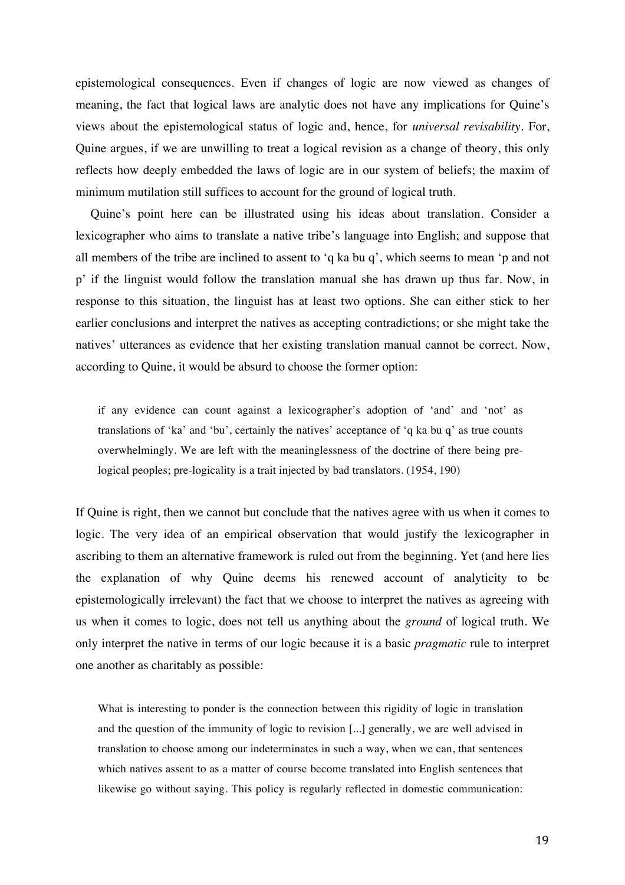epistemological consequences. Even if changes of logic are now viewed as changes of meaning, the fact that logical laws are analytic does not have any implications for Quine's views about the epistemological status of logic and, hence, for *universal revisability*. For, Quine argues, if we are unwilling to treat a logical revision as a change of theory, this only reflects how deeply embedded the laws of logic are in our system of beliefs; the maxim of minimum mutilation still suffices to account for the ground of logical truth.

Quine's point here can be illustrated using his ideas about translation. Consider a lexicographer who aims to translate a native tribe's language into English; and suppose that all members of the tribe are inclined to assent to 'q ka bu q', which seems to mean 'p and not p' if the linguist would follow the translation manual she has drawn up thus far. Now, in response to this situation, the linguist has at least two options. She can either stick to her earlier conclusions and interpret the natives as accepting contradictions; or she might take the natives' utterances as evidence that her existing translation manual cannot be correct. Now, according to Quine, it would be absurd to choose the former option:

> if any evidence can count against a lexicographer's adoption of 'and' and 'not' as translations of 'ka' and 'bu', certainly the natives' acceptance of 'q ka bu q' as true counts overwhelmingly. We are left with the meaninglessness of the doctrine of there being pre-logical peoples; pre-logicality is a trait injected by bad translators. (1954, 190)

If Quine is right, then we cannot but conclude that the natives agree with us when it comes to logic. The very idea of an empirical observation that would justify the lexicographer in ascribing to them an alternative framework is ruled out from the beginning. Yet (and here lies the explanation of why Quine deems his renewed account of analyticity to be epistemologically irrelevant) the fact that we choose to interpret the natives as agreeing with us when it comes to logic, does not tell us anything about the *ground* of logical truth. We only interpret the native in terms of our logic because it is a basic *pragmatic* rule to interpret one another as charitably as possible:

> What is interesting to ponder is the connection between this rigidity of logic in translation and the question of the immunity of logic to revision [...] generally, we are well advised in translation to choose among our indeterminates in such a way, when we can, that sentences which natives assent to as a matter of course become translated into English sentences that likewise go without saying. This policy is regularly reflected in domestic communication: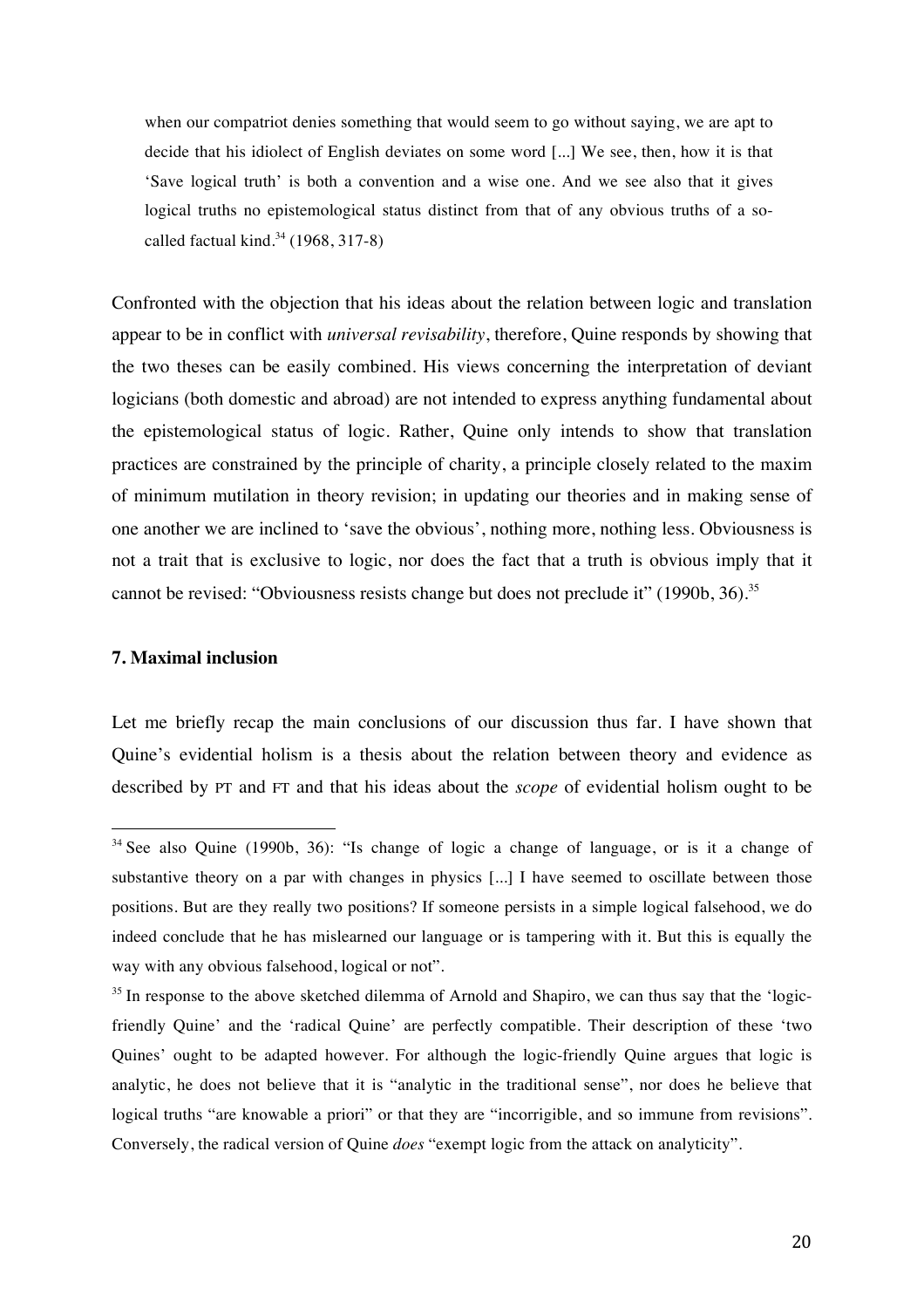> when our compatriot denies something that would seem to go without saying, we are apt to decide that his idiolect of English deviates on some word [...] We see, then, how it is that 'Save logical truth' is both a convention and a wise one. And we see also that it gives logical truths no epistemological status distinct from that of any obvious truths of a so-called factual kind.[34] (1968, 317-8)

Confronted with the objection that his ideas about the relation between logic and translation appear to be in conflict with *universal revisability*, therefore, Quine responds by showing that the two theses can be easily combined. His views concerning the interpretation of deviant logicians (both domestic and abroad) are not intended to express anything fundamental about the epistemological status of logic. Rather, Quine only intends to show that translation practices are constrained by the principle of charity, a principle closely related to the maxim of minimum mutilation in theory revision; in updating our theories and in making sense of one another we are inclined to 'save the obvious', nothing more, nothing less. Obviousness is not a trait that is exclusive to logic, nor does the fact that a truth is obvious imply that it cannot be revised: "Obviousness resists change but does not preclude it" (1990b, 36).[35]

### 7. Maximal inclusion

Let me briefly recap the main conclusions of our discussion thus far. I have shown that Quine's evidential holism is a thesis about the relation between theory and evidence as described by PT and FT and that his ideas about the *scope* of evidential holism ought to be

---

[34] See also Quine (1990b, 36): "Is change of logic a change of language, or is it a change of substantive theory on a par with changes in physics [...] I have seemed to oscillate between those positions. But are they really two positions? If someone persists in a simple logical falsehood, we do indeed conclude that he has mislearned our language or is tampering with it. But this is equally the way with any obvious falsehood, logical or not".

[35] In response to the above sketched dilemma of Arnold and Shapiro, we can thus say that the 'logic-friendly Quine' and the 'radical Quine' are perfectly compatible. Their description of these 'two Quines' ought to be adapted however. For although the logic-friendly Quine argues that logic is analytic, he does not believe that it is "analytic in the traditional sense", nor does he believe that logical truths "are knowable a priori" or that they are "incorrigible, and so immune from revisions". Conversely, the radical version of Quine *does* "exempt logic from the attack on analyticity".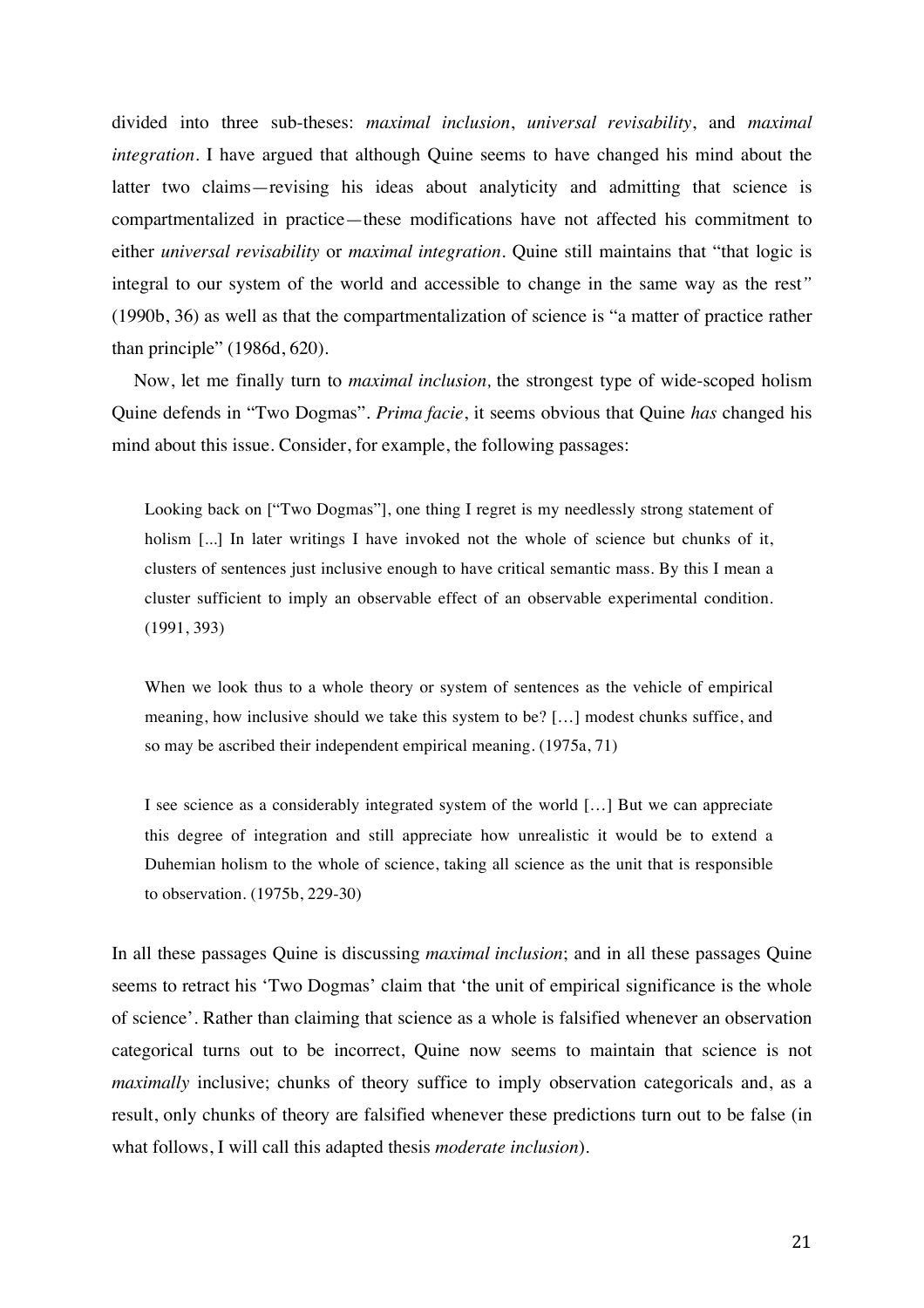divided into three sub-theses: *maximal inclusion*, *universal revisability*, and *maximal integration*. I have argued that although Quine seems to have changed his mind about the latter two claims—revising his ideas about analyticity and admitting that science is compartmentalized in practice—these modifications have not affected his commitment to either *universal revisability* or *maximal integration*. Quine still maintains that "that logic is integral to our system of the world and accessible to change in the same way as the rest" (1990b, 36) as well as that the compartmentalization of science is "a matter of practice rather than principle" (1986d, 620).

Now, let me finally turn to *maximal inclusion,* the strongest type of wide-scoped holism Quine defends in "Two Dogmas". *Prima facie*, it seems obvious that Quine *has* changed his mind about this issue. Consider, for example, the following passages:

> Looking back on ["Two Dogmas"], one thing I regret is my needlessly strong statement of holism [...] In later writings I have invoked not the whole of science but chunks of it, clusters of sentences just inclusive enough to have critical semantic mass. By this I mean a cluster sufficient to imply an observable effect of an observable experimental condition. (1991, 393)

> When we look thus to a whole theory or system of sentences as the vehicle of empirical meaning, how inclusive should we take this system to be? […] modest chunks suffice, and so may be ascribed their independent empirical meaning. (1975a, 71)

> I see science as a considerably integrated system of the world […] But we can appreciate this degree of integration and still appreciate how unrealistic it would be to extend a Duhemian holism to the whole of science, taking all science as the unit that is responsible to observation. (1975b, 229-30)

In all these passages Quine is discussing *maximal inclusion*; and in all these passages Quine seems to retract his 'Two Dogmas' claim that 'the unit of empirical significance is the whole of science'. Rather than claiming that science as a whole is falsified whenever an observation categorical turns out to be incorrect, Quine now seems to maintain that science is not *maximally* inclusive; chunks of theory suffice to imply observation categoricals and, as a result, only chunks of theory are falsified whenever these predictions turn out to be false (in what follows, I will call this adapted thesis *moderate inclusion*).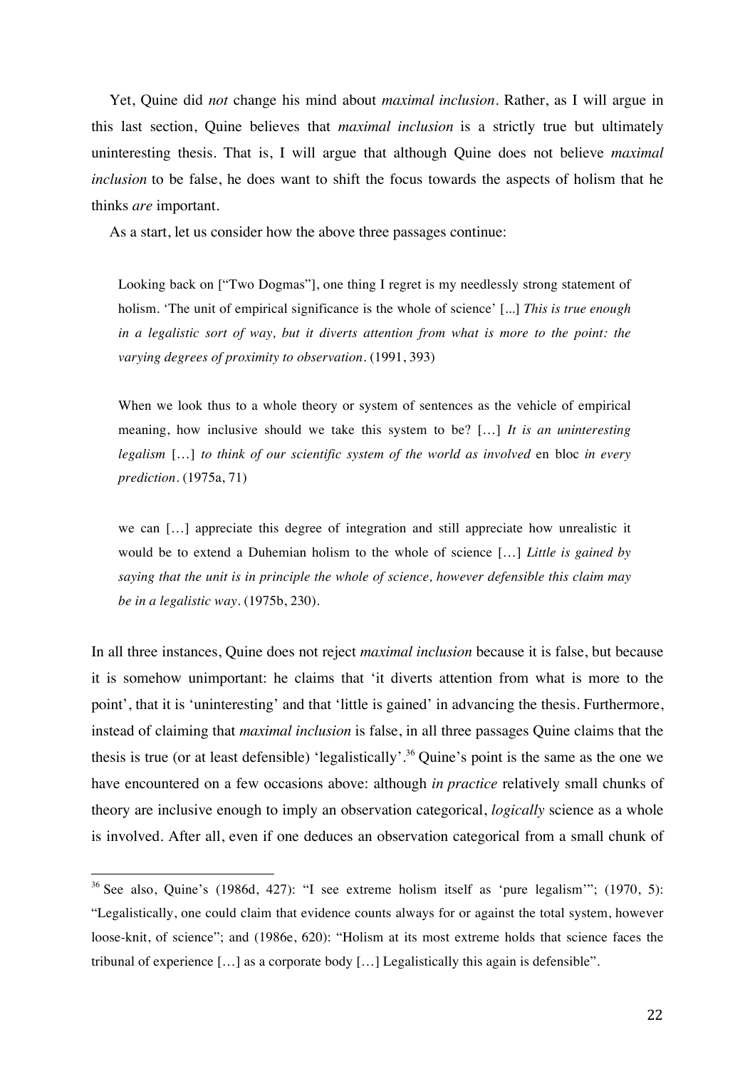Yet, Quine did *not* change his mind about *maximal inclusion*. Rather, as I will argue in this last section, Quine believes that *maximal inclusion* is a strictly true but ultimately uninteresting thesis. That is, I will argue that although Quine does not believe *maximal inclusion* to be false, he does want to shift the focus towards the aspects of holism that he thinks *are* important.

As a start, let us consider how the above three passages continue:

> Looking back on ["Two Dogmas"], one thing I regret is my needlessly strong statement of holism. 'The unit of empirical significance is the whole of science' [...] *This is true enough in a legalistic sort of way, but it diverts attention from what is more to the point: the varying degrees of proximity to observation*. (1991, 393)

> When we look thus to a whole theory or system of sentences as the vehicle of empirical meaning, how inclusive should we take this system to be? […] *It is an uninteresting legalism* […] *to think of our scientific system of the world as involved* en bloc *in every prediction*. (1975a, 71)

> we can […] appreciate this degree of integration and still appreciate how unrealistic it would be to extend a Duhemian holism to the whole of science […] *Little is gained by saying that the unit is in principle the whole of science, however defensible this claim may be in a legalistic way*. (1975b, 230).

In all three instances, Quine does not reject *maximal inclusion* because it is false, but because it is somehow unimportant: he claims that 'it diverts attention from what is more to the point', that it is 'uninteresting' and that 'little is gained' in advancing the thesis. Furthermore, instead of claiming that *maximal inclusion* is false, in all three passages Quine claims that the thesis is true (or at least defensible) 'legalistically'.[36] Quine's point is the same as the one we have encountered on a few occasions above: although *in practice* relatively small chunks of theory are inclusive enough to imply an observation categorical, *logically* science as a whole is involved. After all, even if one deduces an observation categorical from a small chunk of

[36] See also, Quine's (1986d, 427): "I see extreme holism itself as 'pure legalism'"; (1970, 5): "Legalistically, one could claim that evidence counts always for or against the total system, however loose-knit, of science"; and (1986e, 620): "Holism at its most extreme holds that science faces the tribunal of experience […] as a corporate body […] Legalistically this again is defensible".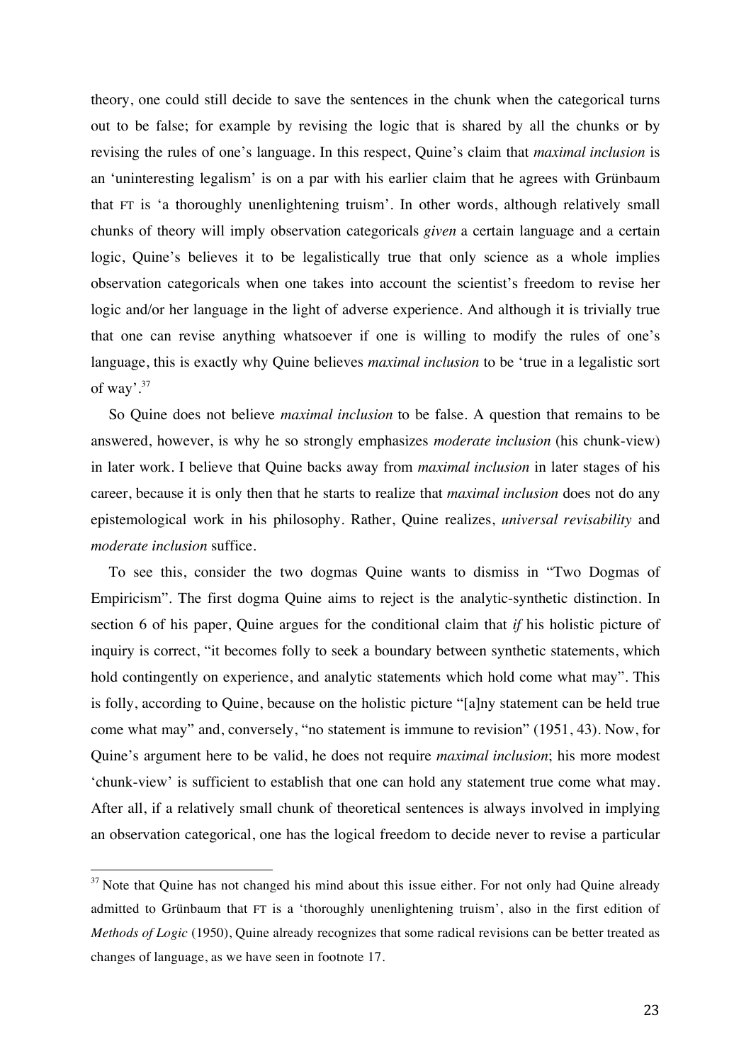theory, one could still decide to save the sentences in the chunk when the categorical turns out to be false; for example by revising the logic that is shared by all the chunks or by revising the rules of one's language. In this respect, Quine's claim that *maximal inclusion* is an 'uninteresting legalism' is on a par with his earlier claim that he agrees with Grünbaum that FT is 'a thoroughly unenlightening truism'. In other words, although relatively small chunks of theory will imply observation categoricals *given* a certain language and a certain logic, Quine's believes it to be legalistically true that only science as a whole implies observation categoricals when one takes into account the scientist's freedom to revise her logic and/or her language in the light of adverse experience. And although it is trivially true that one can revise anything whatsoever if one is willing to modify the rules of one's language, this is exactly why Quine believes *maximal inclusion* to be 'true in a legalistic sort of way'.[37]

So Quine does not believe *maximal inclusion* to be false. A question that remains to be answered, however, is why he so strongly emphasizes *moderate inclusion* (his chunk-view) in later work. I believe that Quine backs away from *maximal inclusion* in later stages of his career, because it is only then that he starts to realize that *maximal inclusion* does not do any epistemological work in his philosophy. Rather, Quine realizes, *universal revisability* and *moderate inclusion* suffice.

To see this, consider the two dogmas Quine wants to dismiss in "Two Dogmas of Empiricism". The first dogma Quine aims to reject is the analytic-synthetic distinction. In section 6 of his paper, Quine argues for the conditional claim that *if* his holistic picture of inquiry is correct, "it becomes folly to seek a boundary between synthetic statements, which hold contingently on experience, and analytic statements which hold come what may". This is folly, according to Quine, because on the holistic picture "[a]ny statement can be held true come what may" and, conversely, "no statement is immune to revision" (1951, 43). Now, for Quine's argument here to be valid, he does not require *maximal inclusion*; his more modest 'chunk-view' is sufficient to establish that one can hold any statement true come what may. After all, if a relatively small chunk of theoretical sentences is always involved in implying an observation categorical, one has the logical freedom to decide never to revise a particular

---

[37] Note that Quine has not changed his mind about this issue either. For not only had Quine already admitted to Grünbaum that FT is a 'thoroughly unenlightening truism', also in the first edition of *Methods of Logic* (1950), Quine already recognizes that some radical revisions can be better treated as changes of language, as we have seen in footnote 17.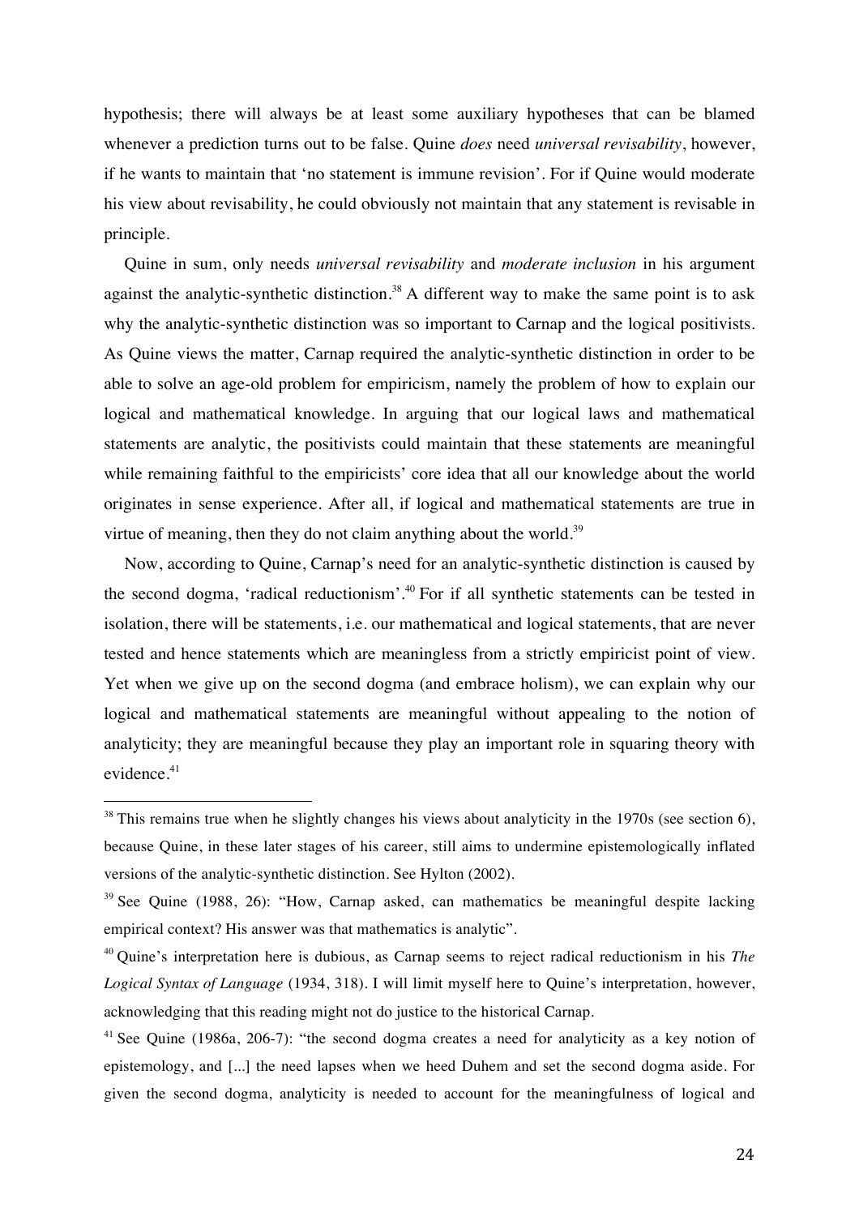hypothesis; there will always be at least some auxiliary hypotheses that can be blamed whenever a prediction turns out to be false. Quine *does* need *universal revisability*, however, if he wants to maintain that 'no statement is immune revision'. For if Quine would moderate his view about revisability, he could obviously not maintain that any statement is revisable in principle.

Quine in sum, only needs *universal revisability* and *moderate inclusion* in his argument against the analytic-synthetic distinction.[38] A different way to make the same point is to ask why the analytic-synthetic distinction was so important to Carnap and the logical positivists. As Quine views the matter, Carnap required the analytic-synthetic distinction in order to be able to solve an age-old problem for empiricism, namely the problem of how to explain our logical and mathematical knowledge. In arguing that our logical laws and mathematical statements are analytic, the positivists could maintain that these statements are meaningful while remaining faithful to the empiricists' core idea that all our knowledge about the world originates in sense experience. After all, if logical and mathematical statements are true in virtue of meaning, then they do not claim anything about the world.[39]

Now, according to Quine, Carnap's need for an analytic-synthetic distinction is caused by the second dogma, 'radical reductionism'.[40] For if all synthetic statements can be tested in isolation, there will be statements, i.e. our mathematical and logical statements, that are never tested and hence statements which are meaningless from a strictly empiricist point of view. Yet when we give up on the second dogma (and embrace holism), we can explain why our logical and mathematical statements are meaningful without appealing to the notion of analyticity; they are meaningful because they play an important role in squaring theory with evidence.[41]

---

[38] This remains true when he slightly changes his views about analyticity in the 1970s (see section 6), because Quine, in these later stages of his career, still aims to undermine epistemologically inflated versions of the analytic-synthetic distinction. See Hylton (2002).

[39] See Quine (1988, 26): "How, Carnap asked, can mathematics be meaningful despite lacking empirical context? His answer was that mathematics is analytic".

[40] Quine's interpretation here is dubious, as Carnap seems to reject radical reductionism in his *The Logical Syntax of Language* (1934, 318). I will limit myself here to Quine's interpretation, however, acknowledging that this reading might not do justice to the historical Carnap.

[41] See Quine (1986a, 206-7): "the second dogma creates a need for analyticity as a key notion of epistemology, and [...] the need lapses when we heed Duhem and set the second dogma aside. For given the second dogma, analyticity is needed to account for the meaningfulness of logical and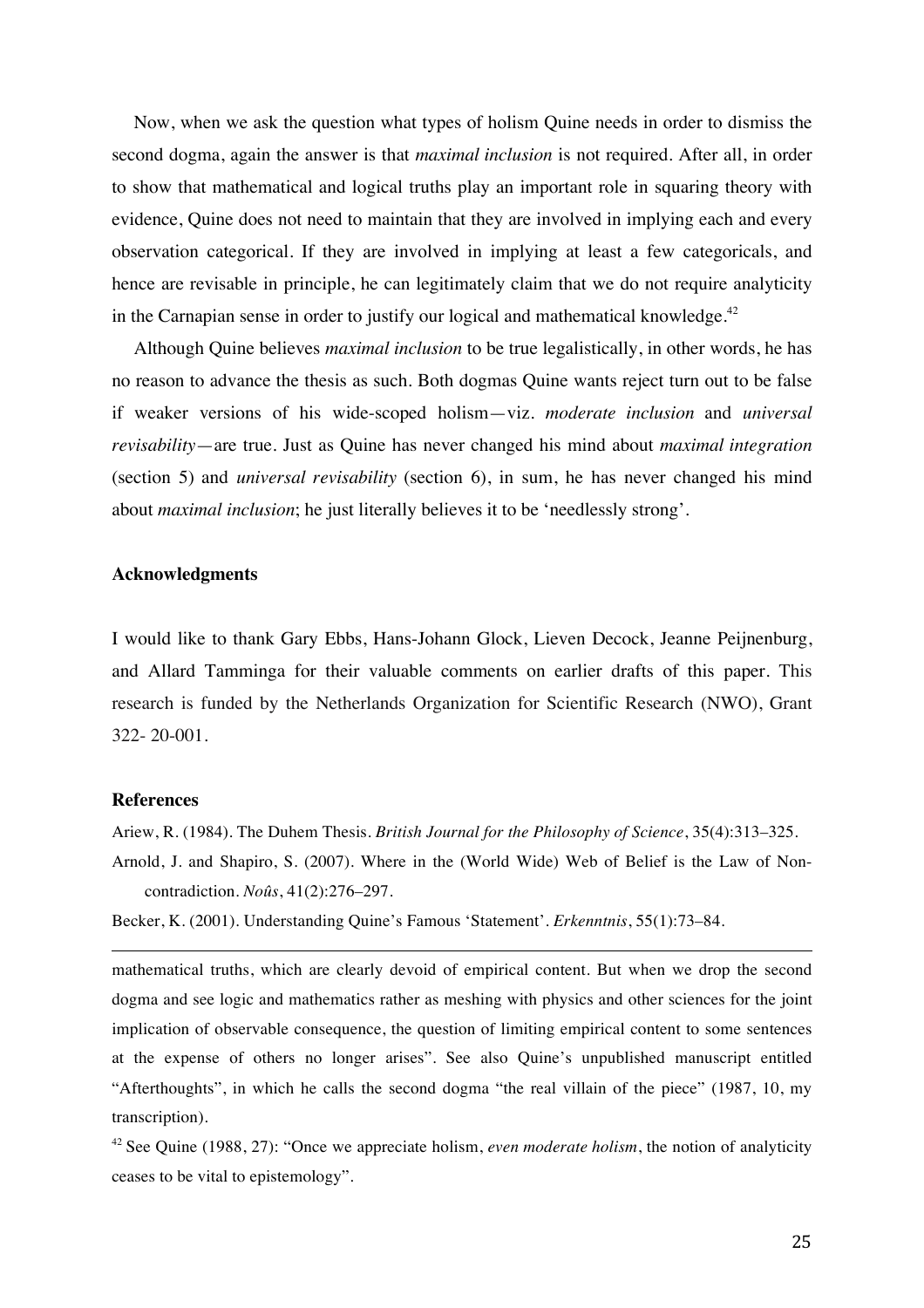Now, when we ask the question what types of holism Quine needs in order to dismiss the second dogma, again the answer is that *maximal inclusion* is not required. After all, in order to show that mathematical and logical truths play an important role in squaring theory with evidence, Quine does not need to maintain that they are involved in implying each and every observation categorical. If they are involved in implying at least a few categoricals, and hence are revisable in principle, he can legitimately claim that we do not require analyticity in the Carnapian sense in order to justify our logical and mathematical knowledge.[42]

Although Quine believes *maximal inclusion* to be true legalistically, in other words, he has no reason to advance the thesis as such. Both dogmas Quine wants reject turn out to be false if weaker versions of his wide-scoped holism—viz. *moderate inclusion* and *universal revisability*—are true. Just as Quine has never changed his mind about *maximal integration* (section 5) and *universal revisability* (section 6), in sum, he has never changed his mind about *maximal inclusion*; he just literally believes it to be 'needlessly strong'.

## Acknowledgments

I would like to thank Gary Ebbs, Hans-Johann Glock, Lieven Decock, Jeanne Peijnenburg, and Allard Tamminga for their valuable comments on earlier drafts of this paper. This research is funded by the Netherlands Organization for Scientific Research (NWO), Grant 322- 20-001.

## References

Ariew, R. (1984). The Duhem Thesis. *British Journal for the Philosophy of Science*, 35(4):313–325.

Arnold, J. and Shapiro, S. (2007). Where in the (World Wide) Web of Belief is the Law of Non-contradiction. *Noûs*, 41(2):276–297.

Becker, K. (2001). Understanding Quine's Famous 'Statement'. *Erkenntnis*, 55(1):73–84.

---

mathematical truths, which are clearly devoid of empirical content. But when we drop the second dogma and see logic and mathematics rather as meshing with physics and other sciences for the joint implication of observable consequence, the question of limiting empirical content to some sentences at the expense of others no longer arises". See also Quine's unpublished manuscript entitled "Afterthoughts", in which he calls the second dogma "the real villain of the piece" (1987, 10, my transcription).

[42] See Quine (1988, 27): "Once we appreciate holism, *even moderate holism*, the notion of analyticity ceases to be vital to epistemology".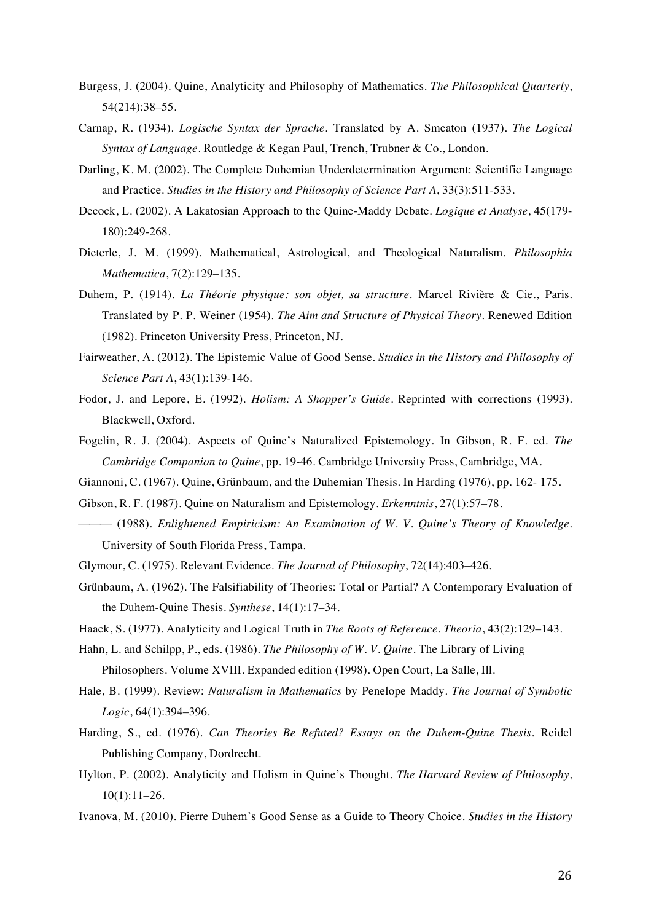Burgess, J. (2004). Quine, Analyticity and Philosophy of Mathematics. *The Philosophical Quarterly*, 54(214):38–55.

Carnap, R. (1934). *Logische Syntax der Sprache*. Translated by A. Smeaton (1937). *The Logical Syntax of Language*. Routledge & Kegan Paul, Trench, Trubner & Co., London.

Darling, K. M. (2002). The Complete Duhemian Underdetermination Argument: Scientific Language and Practice. *Studies in the History and Philosophy of Science Part A*, 33(3):511-533.

Decock, L. (2002). A Lakatosian Approach to the Quine-Maddy Debate. *Logique et Analyse*, 45(179-180):249-268.

Dieterle, J. M. (1999). Mathematical, Astrological, and Theological Naturalism. *Philosophia Mathematica*, 7(2):129–135.

Duhem, P. (1914). *La Théorie physique: son objet, sa structure*. Marcel Rivière & Cie., Paris. Translated by P. P. Weiner (1954). *The Aim and Structure of Physical Theory*. Renewed Edition (1982). Princeton University Press, Princeton, NJ.

Fairweather, A. (2012). The Epistemic Value of Good Sense. *Studies in the History and Philosophy of Science Part A*, 43(1):139-146.

Fodor, J. and Lepore, E. (1992). *Holism: A Shopper's Guide*. Reprinted with corrections (1993). Blackwell, Oxford.

Fogelin, R. J. (2004). Aspects of Quine's Naturalized Epistemology. In Gibson, R. F. ed. *The Cambridge Companion to Quine*, pp. 19-46. Cambridge University Press, Cambridge, MA.

Giannoni, C. (1967). Quine, Grünbaum, and the Duhemian Thesis. In Harding (1976), pp. 162- 175.

Gibson, R. F. (1987). Quine on Naturalism and Epistemology. *Erkenntnis*, 27(1):57–78.

——— (1988). *Enlightened Empiricism: An Examination of W. V. Quine's Theory of Knowledge*. University of South Florida Press, Tampa.

Glymour, C. (1975). Relevant Evidence. *The Journal of Philosophy*, 72(14):403–426.

Grünbaum, A. (1962). The Falsifiability of Theories: Total or Partial? A Contemporary Evaluation of the Duhem-Quine Thesis. *Synthese*, 14(1):17–34.

Haack, S. (1977). Analyticity and Logical Truth in *The Roots of Reference*. *Theoria*, 43(2):129–143.

Hahn, L. and Schilpp, P., eds. (1986). *The Philosophy of W. V. Quine*. The Library of Living Philosophers. Volume XVIII. Expanded edition (1998). Open Court, La Salle, Ill.

Hale, B. (1999). Review: *Naturalism in Mathematics* by Penelope Maddy. *The Journal of Symbolic Logic*, 64(1):394–396.

Harding, S., ed. (1976). *Can Theories Be Refuted? Essays on the Duhem-Quine Thesis*. Reidel Publishing Company, Dordrecht.

Hylton, P. (2002). Analyticity and Holism in Quine's Thought. *The Harvard Review of Philosophy*, 10(1):11–26.

Ivanova, M. (2010). Pierre Duhem's Good Sense as a Guide to Theory Choice. *Studies in the History*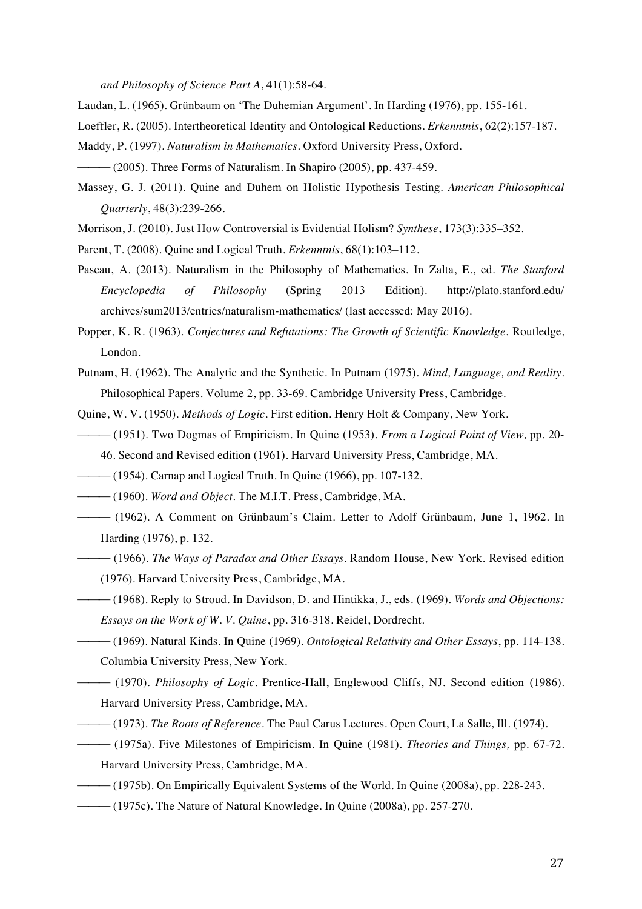*and Philosophy of Science Part A*, 41(1):58-64.

Laudan, L. (1965). Grünbaum on 'The Duhemian Argument'. In Harding (1976), pp. 155-161.

Loeffler, R. (2005). Intertheoretical Identity and Ontological Reductions. *Erkenntnis*, 62(2):157-187.

Maddy, P. (1997). *Naturalism in Mathematics*. Oxford University Press, Oxford.

——— (2005). Three Forms of Naturalism. In Shapiro (2005), pp. 437-459.

Massey, G. J. (2011). Quine and Duhem on Holistic Hypothesis Testing. *American Philosophical Quarterly*, 48(3):239-266.

Morrison, J. (2010). Just How Controversial is Evidential Holism? *Synthese*, 173(3):335–352.

Parent, T. (2008). Quine and Logical Truth. *Erkenntnis*, 68(1):103–112.

Paseau, A. (2013). Naturalism in the Philosophy of Mathematics. In Zalta, E., ed. *The Stanford Encyclopedia of Philosophy* (Spring 2013 Edition). http://plato.stanford.edu/archives/sum2013/entries/naturalism-mathematics/ (last accessed: May 2016).

Popper, K. R. (1963). *Conjectures and Refutations: The Growth of Scientific Knowledge*. Routledge, London.

Putnam, H. (1962). The Analytic and the Synthetic. In Putnam (1975). *Mind, Language, and Reality*. Philosophical Papers. Volume 2, pp. 33-69. Cambridge University Press, Cambridge.

Quine, W. V. (1950). *Methods of Logic*. First edition. Henry Holt & Company, New York.

——— (1951). Two Dogmas of Empiricism. In Quine (1953). *From a Logical Point of View,* pp. 20-46. Second and Revised edition (1961). Harvard University Press, Cambridge, MA.

——— (1954). Carnap and Logical Truth. In Quine (1966), pp. 107-132.

——— (1960). *Word and Object*. The M.I.T. Press, Cambridge, MA.

——— (1962). A Comment on Grünbaum's Claim. Letter to Adolf Grünbaum, June 1, 1962. In Harding (1976), p. 132.

——— (1966). *The Ways of Paradox and Other Essays*. Random House, New York. Revised edition (1976). Harvard University Press, Cambridge, MA.

——— (1968). Reply to Stroud. In Davidson, D. and Hintikka, J., eds. (1969). *Words and Objections: Essays on the Work of W. V. Quine*, pp. 316-318. Reidel, Dordrecht.

——— (1969). Natural Kinds. In Quine (1969). *Ontological Relativity and Other Essays*, pp. 114-138. Columbia University Press, New York.

——— (1970). *Philosophy of Logic*. Prentice-Hall, Englewood Cliffs, NJ. Second edition (1986). Harvard University Press, Cambridge, MA.

——— (1973). *The Roots of Reference*. The Paul Carus Lectures. Open Court, La Salle, Ill. (1974).

——— (1975a). Five Milestones of Empiricism. In Quine (1981). *Theories and Things,* pp. 67-72. Harvard University Press, Cambridge, MA.

——— (1975b). On Empirically Equivalent Systems of the World. In Quine (2008a), pp. 228-243.

——— (1975c). The Nature of Natural Knowledge. In Quine (2008a), pp. 257-270.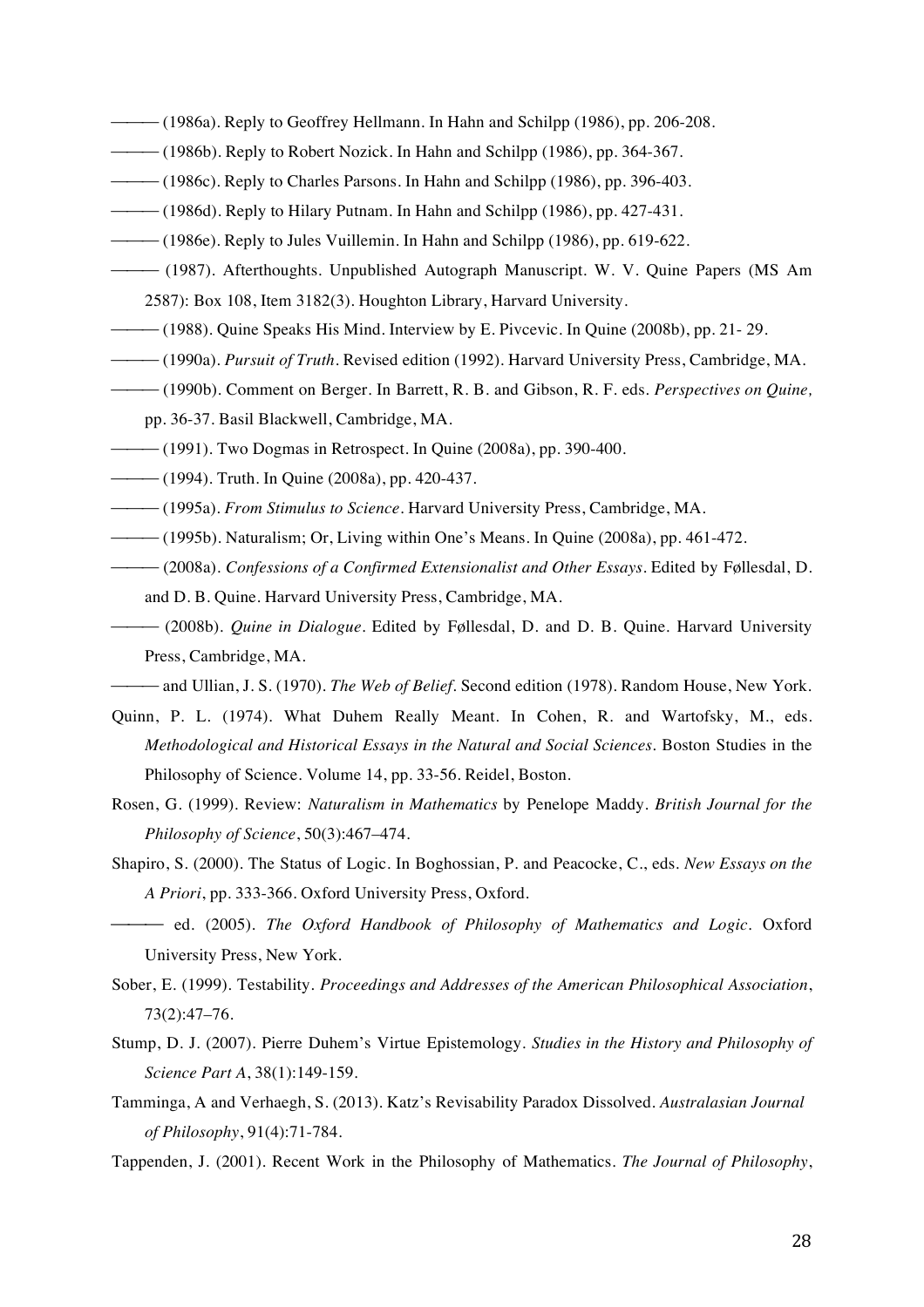——— (1986a). Reply to Geoffrey Hellmann. In Hahn and Schilpp (1986), pp. 206-208.

——— (1986b). Reply to Robert Nozick. In Hahn and Schilpp (1986), pp. 364-367.

——— (1986c). Reply to Charles Parsons. In Hahn and Schilpp (1986), pp. 396-403.

——— (1986d). Reply to Hilary Putnam. In Hahn and Schilpp (1986), pp. 427-431.

——— (1986e). Reply to Jules Vuillemin. In Hahn and Schilpp (1986), pp. 619-622.

——— (1987). Afterthoughts. Unpublished Autograph Manuscript. W. V. Quine Papers (MS Am 2587): Box 108, Item 3182(3). Houghton Library, Harvard University.

——— (1988). Quine Speaks His Mind. Interview by E. Pivcevic. In Quine (2008b), pp. 21- 29.

——— (1990a). *Pursuit of Truth*. Revised edition (1992). Harvard University Press, Cambridge, MA.

——— (1990b). Comment on Berger. In Barrett, R. B. and Gibson, R. F. eds. *Perspectives on Quine,* pp. 36-37. Basil Blackwell, Cambridge, MA.

——— (1991). Two Dogmas in Retrospect. In Quine (2008a), pp. 390-400.

——— (1994). Truth. In Quine (2008a), pp. 420-437.

——— (1995a). *From Stimulus to Science*. Harvard University Press, Cambridge, MA.

——— (1995b). Naturalism; Or, Living within One's Means. In Quine (2008a), pp. 461-472.

——— (2008a). *Confessions of a Confirmed Extensionalist and Other Essays*. Edited by Føllesdal, D. and D. B. Quine. Harvard University Press, Cambridge, MA.

——— (2008b). *Quine in Dialogue*. Edited by Føllesdal, D. and D. B. Quine. Harvard University Press, Cambridge, MA.

——— and Ullian, J. S. (1970). *The Web of Belief*. Second edition (1978). Random House, New York.

Quinn, P. L. (1974). What Duhem Really Meant. In Cohen, R. and Wartofsky, M., eds. *Methodological and Historical Essays in the Natural and Social Sciences*. Boston Studies in the Philosophy of Science. Volume 14, pp. 33-56. Reidel, Boston.

Rosen, G. (1999). Review: *Naturalism in Mathematics* by Penelope Maddy. *British Journal for the Philosophy of Science*, 50(3):467–474.

Shapiro, S. (2000). The Status of Logic. In Boghossian, P. and Peacocke, C., eds. *New Essays on the A Priori*, pp. 333-366. Oxford University Press, Oxford.

——— ed. (2005). *The Oxford Handbook of Philosophy of Mathematics and Logic*. Oxford University Press, New York.

Sober, E. (1999). Testability. *Proceedings and Addresses of the American Philosophical Association*, 73(2):47–76.

Stump, D. J. (2007). Pierre Duhem's Virtue Epistemology. *Studies in the History and Philosophy of Science Part A*, 38(1):149-159.

Tamminga, A and Verhaegh, S. (2013). Katz's Revisability Paradox Dissolved. *Australasian Journal of Philosophy*, 91(4):71-784.

Tappenden, J. (2001). Recent Work in the Philosophy of Mathematics. *The Journal of Philosophy*,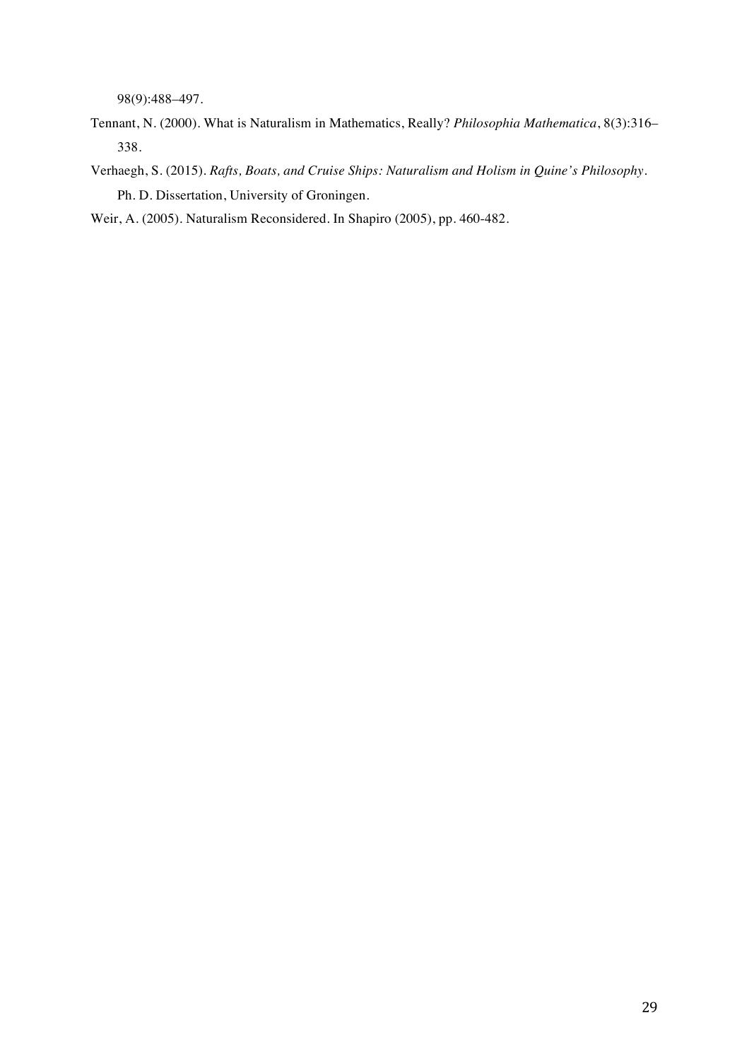98(9):488–497.

Tennant, N. (2000). What is Naturalism in Mathematics, Really? *Philosophia Mathematica*, 8(3):316–338.

Verhaegh, S. (2015). *Rafts, Boats, and Cruise Ships: Naturalism and Holism in Quine's Philosophy*. Ph. D. Dissertation, University of Groningen.

Weir, A. (2005). Naturalism Reconsidered. In Shapiro (2005), pp. 460-482.